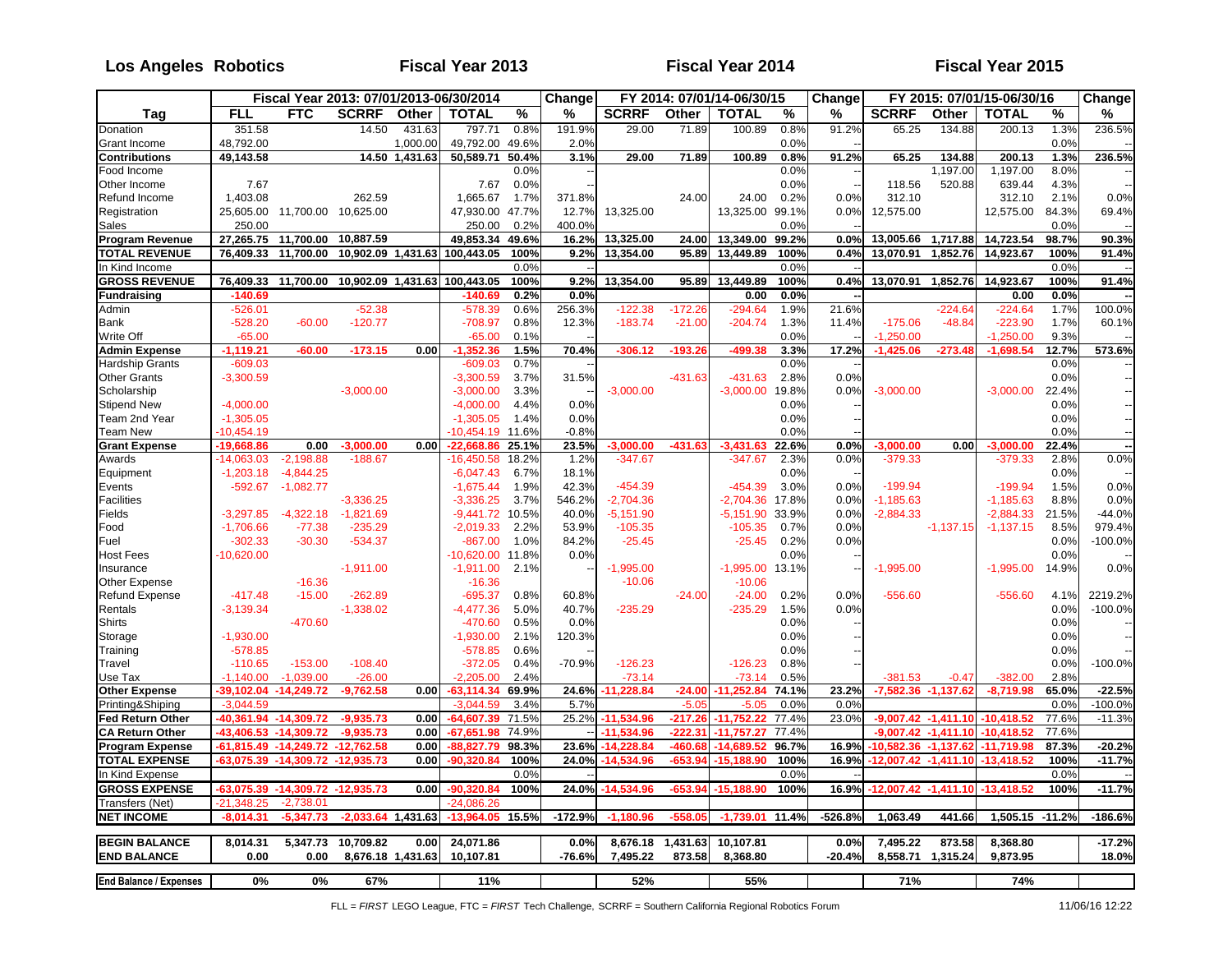**Los Angeles Robotics** | **Fiscal Year 2013** | **Fiscal Year 2014** | **Fiscal Year 2015**

| | Fiscal Year 2013: 07/01/2013-06/30/2014 | | | | | | Change | FY 2014: 07/01/14-06/30/15 | | | | Change | FY 2015: 07/01/15-06/30/16 | | | | Change |
|---|---|---|---|---|---|---|---|---|---|---|---|---|---|---|---|---|---|
| **Tag** | **FLL** | **FTC** | **SCRRF** | **Other** | **TOTAL** | **%** | **%** | **SCRRF** | **Other** | **TOTAL** | **%** | **%** | **SCRRF** | **Other** | **TOTAL** | **%** | **%** |
| Donation | 351.58 | | 14.50 | 431.63 | 797.71 | 0.8% | 191.9% | 29.00 | 71.89 | 100.89 | 0.8% | 91.2% | 65.25 | 134.88 | 200.13 | 1.3% | 236.5% |
| Grant Income | 48,792.00 | | | 1,000.00 | 49,792.00 | 49.6% | 2.0% | | | | 0.0% | | | | | 0.0% | -- |
| **Contributions** | **49,143.58** | | **14.50** | **1,431.63** | **50,589.71** | **50.4%** | **3.1%** | **29.00** | **71.89** | **100.89** | **0.8%** | **91.2%** | **65.25** | **134.88** | **200.13** | **1.3%** | **236.5%** |
| Food Income | | | | | | 0.0% | -- | | | | 0.0% | -- | | 1,197.00 | 1,197.00 | 8.0% | -- |
| Other Income | 7.67 | | | | 7.67 | 0.0% | -- | | | | 0.0% | -- | 118.56 | 520.88 | 639.44 | 4.3% | -- |
| Refund Income | 1,403.08 | | 262.59 | | 1,665.67 | 1.7% | 371.8% | | 24.00 | 24.00 | 0.2% | 0.0% | 312.10 | | 312.10 | 2.1% | 0.0% |
| Registration | 25,605.00 | 11,700.00 | 10,625.00 | | 47,930.00 | 47.7% | 12.7% | 13,325.00 | | 13,325.00 | 99.1% | 0.0% | 12,575.00 | | 12,575.00 | 84.3% | 69.4% |
| Sales | 250.00 | | | | 250.00 | 0.2% | 400.0% | | | | 0.0% | -- | | | | 0.0% | -- |
| **Program Revenue** | **27,265.75** | **11,700.00** | **10,887.59** | | **49,853.34** | **49.6%** | **16.2%** | **13,325.00** | **24.00** | **13,349.00** | **99.2%** | **0.0%** | **13,005.66** | **1,717.88** | **14,723.54** | **98.7%** | **90.3%** |
| **TOTAL REVENUE** | **76,409.33** | **11,700.00** | **10,902.09** | **1,431.63** | **100,443.05** | **100%** | **9.2%** | **13,354.00** | **95.89** | **13,449.89** | **100%** | **0.4%** | **13,070.91** | **1,852.76** | **14,923.67** | **100%** | **91.4%** |
| In Kind Income | | | | | | 0.0% | -- | | | | 0.0% | -- | | | | 0.0% | -- |
| **GROSS REVENUE** | **76,409.33** | **11,700.00** | **10,902.09** | **1,431.63** | **100,443.05** | **100%** | **9.2%** | **13,354.00** | **95.89** | **13,449.89** | **100%** | **0.4%** | **13,070.91** | **1,852.76** | **14,923.67** | **100%** | **91.4%** |
| **Fundraising** | **-140.69** | | | | **-140.69** | **0.2%** | **0.0%** | | | **0.00** | **0.0%** | **--** | | | **0.00** | **0.0%** | **--** |
| Admin | -526.01 | | -52.38 | | -578.39 | 0.6% | 256.3% | -122.38 | -172.26 | -294.64 | 1.9% | 21.6% | | -224.64 | -224.64 | 1.7% | 100.0% |
| Bank | -528.20 | -60.00 | -120.77 | | -708.97 | 0.8% | 12.3% | -183.74 | -21.00 | -204.74 | 1.3% | 11.4% | -175.06 | -48.84 | -223.90 | 1.7% | 60.1% |
| Write Off | -65.00 | | | | -65.00 | 0.1% | -- | | | | 0.0% | -- | -1,250.00 | | -1,250.00 | 9.3% | -- |
| **Admin Expense** | **-1,119.21** | **-60.00** | **-173.15** | **0.00** | **-1,352.36** | **1.5%** | **70.4%** | **-306.12** | **-193.26** | **-499.38** | **3.3%** | **17.2%** | **-1,425.06** | **-273.48** | **-1,698.54** | **12.7%** | **573.6%** |
| Hardship Grants | -609.03 | | | | -609.03 | 0.7% | -- | | | | 0.0% | -- | | | | 0.0% | -- |
| Other Grants | -3,300.59 | | | | -3,300.59 | 3.7% | 31.5% | | -431.63 | -431.63 | 2.8% | 0.0% | | | | 0.0% | -- |
| Scholarship | | | -3,000.00 | | -3,000.00 | 3.3% | -- | -3,000.00 | | -3,000.00 | 19.8% | 0.0% | -3,000.00 | | -3,000.00 | 22.4% | -- |
| Stipend New | -4,000.00 | | | | -4,000.00 | 4.4% | 0.0% | | | | 0.0% | -- | | | | 0.0% | -- |
| Team 2nd Year | -1,305.05 | | | | -1,305.05 | 1.4% | 0.0% | | | | 0.0% | -- | | | | 0.0% | -- |
| Team New | -10,454.19 | | | | -10,454.19 | 11.6% | -0.8% | | | | 0.0% | -- | | | | 0.0% | -- |
| **Grant Expense** | **-19,668.86** | **0.00** | **-3,000.00** | **0.00** | **-22,668.86** | **25.1%** | **23.5%** | **-3,000.00** | **-431.63** | **-3,431.63** | **22.6%** | **0.0%** | **-3,000.00** | **0.00** | **-3,000.00** | **22.4%** | **--** |
| Awards | -14,063.03 | -2,198.88 | -188.67 | | -16,450.58 | 18.2% | 1.2% | -347.67 | | -347.67 | 2.3% | 0.0% | -379.33 | | -379.33 | 2.8% | 0.0% |
| Equipment | -1,203.18 | -4,844.25 | | | -6,047.43 | 6.7% | 18.1% | | | | 0.0% | -- | | | | 0.0% | -- |
| Events | -592.67 | -1,082.77 | | | -1,675.44 | 1.9% | 42.3% | -454.39 | | -454.39 | 3.0% | 0.0% | -199.94 | | -199.94 | 1.5% | 0.0% |
| Facilities | | | -3,336.25 | | -3,336.25 | 3.7% | 546.2% | -2,704.36 | | -2,704.36 | 17.8% | 0.0% | -1,185.63 | | -1,185.63 | 8.8% | 0.0% |
| Fields | -3,297.85 | -4,322.18 | -1,821.69 | | -9,441.72 | 10.5% | 40.0% | -5,151.90 | | -5,151.90 | 33.9% | 0.0% | -2,884.33 | | -2,884.33 | 21.5% | -44.0% |
| Food | -1,706.66 | -77.38 | -235.29 | | -2,019.33 | 2.2% | 53.9% | -105.35 | | -105.35 | 0.7% | 0.0% | | -1,137.15 | -1,137.15 | 8.5% | 979.4% |
| Fuel | -302.33 | -30.30 | -534.37 | | -867.00 | 1.0% | 84.2% | -25.45 | | -25.45 | 0.2% | 0.0% | | | | 0.0% | -100.0% |
| Host Fees | -10,620.00 | | | | -10,620.00 | 11.8% | 0.0% | | | | 0.0% | -- | | | | 0.0% | -- |
| Insurance | | | -1,911.00 | | -1,911.00 | 2.1% | -- | -1,995.00 | | -1,995.00 | 13.1% | -- | -1,995.00 | | -1,995.00 | 14.9% | 0.0% |
| Other Expense | | -16.36 | | | -16.36 | | | -10.06 | | -10.06 | | | | | | | |
| Refund Expense | -417.48 | -15.00 | -262.89 | | -695.37 | 0.8% | 60.8% | | -24.00 | -24.00 | 0.2% | 0.0% | -556.60 | | -556.60 | 4.1% | 2219.2% |
| Rentals | -3,139.34 | | -1,338.02 | | -4,477.36 | 5.0% | 40.7% | -235.29 | | -235.29 | 1.5% | 0.0% | | | | 0.0% | -100.0% |
| Shirts | | -470.60 | | | -470.60 | 0.5% | 0.0% | | | | 0.0% | -- | | | | 0.0% | -- |
| Storage | -1,930.00 | | | | -1,930.00 | 2.1% | 120.3% | | | | 0.0% | -- | | | | 0.0% | -- |
| Training | -578.85 | | | | -578.85 | 0.6% | -- | | | | 0.0% | -- | | | | 0.0% | -- |
| Travel | -110.65 | -153.00 | -108.40 | | -372.05 | 0.4% | -70.9% | -126.23 | | -126.23 | 0.8% | -- | | | | 0.0% | -100.0% |
| Use Tax | -1,140.00 | -1,039.00 | -26.00 | | -2,205.00 | 2.4% | | -73.14 | | -73.14 | 0.5% | | -381.53 | -0.47 | -382.00 | 2.8% | |
| **Other Expense** | **-39,102.04** | **-14,249.72** | **-9,762.58** | **0.00** | **-63,114.34** | **69.9%** | **24.6%** | **-11,228.84** | **-24.00** | **-11,252.84** | **74.1%** | **23.2%** | **-7,582.36** | **-1,137.62** | **-8,719.98** | **65.0%** | **-22.5%** |
| Printing&Shiping | -3,044.59 | | | | -3,044.59 | 3.4% | 5.7% | | -5.05 | -5.05 | 0.0% | 0.0% | | | | 0.0% | -100.0% |
| **Fed Return Other** | **-40,361.94** | **-14,309.72** | **-9,935.73** | **0.00** | **-64,607.39** | **71.5%** | **25.2%** | **-11,534.96** | **-217.26** | **-11,752.22** | **77.4%** | **23.0%** | **-9,007.42** | **-1,411.10** | **-10,418.52** | **77.6%** | **-11.3%** |
| **CA Return Other** | **-43,406.53** | **-14,309.72** | **-9,935.73** | **0.00** | **-67,651.98** | **74.9%** | **--** | **-11,534.96** | **-222.31** | **-11,757.27** | **77.4%** | | **-9,007.42** | **-1,411.10** | **-10,418.52** | **77.6%** | |
| **Program Expense** | **-61,815.49** | **-14,249.72** | **-12,762.58** | **0.00** | **-88,827.79** | **98.3%** | **23.6%** | **-14,228.84** | **-460.68** | **-14,689.52** | **96.7%** | **16.9%** | **-10,582.36** | **-1,137.62** | **-11,719.98** | **87.3%** | **-20.2%** |
| **TOTAL EXPENSE** | **-63,075.39** | **-14,309.72** | **-12,935.73** | **0.00** | **-90,320.84** | **100%** | **24.0%** | **-14,534.96** | **-653.94** | **-15,188.90** | **100%** | **16.9%** | **-12,007.42** | **-1,411.10** | **-13,418.52** | **100%** | **-11.7%** |
| In Kind Expense | | | | | | 0.0% | -- | | | | 0.0% | -- | | | | 0.0% | -- |
| **GROSS EXPENSE** | **-63,075.39** | **-14,309.72** | **-12,935.73** | **0.00** | **-90,320.84** | **100%** | **24.0%** | **-14,534.96** | **-653.94** | **-15,188.90** | **100%** | **16.9%** | **-12,007.42** | **-1,411.10** | **-13,418.52** | **100%** | **-11.7%** |
| Transfers (Net) | -21,348.25 | -2,738.01 | | | -24,086.26 | | | | | | | | | | | | |
| **NET INCOME** | **-8,014.31** | **-5,347.73** | **-2,033.64** | **1,431.63** | **-13,964.05** | **15.5%** | **-172.9%** | **-1,180.96** | **-558.05** | **-1,739.01** | **11.4%** | **-526.8%** | **1,063.49** | **441.66** | **1,505.15** | **-11.2%** | **-186.6%** |
| **BEGIN BALANCE** | **8,014.31** | **5,347.73** | **10,709.82** | **0.00** | **24,071.86** | | **0.0%** | **8,676.18** | **1,431.63** | **10,107.81** | | **0.0%** | **7,495.22** | **873.58** | **8,368.80** | | **-17.2%** |
| **END BALANCE** | **0.00** | **0.00** | **8,676.18** | **1,431.63** | **10,107.81** | | **-76.6%** | **7,495.22** | **873.58** | **8,368.80** | | **-20.4%** | **8,558.71** | **1,315.24** | **9,873.95** | | **18.0%** |
| **End Balance / Expenses** | **0%** | **0%** | **67%** | | **11%** | | | **52%** | | **55%** | | | **71%** | | **74%** | | |

FLL = *FIRST* LEGO League, FTC = *FIRST* Tech Challenge, SCRRF = Southern California Regional Robotics Forum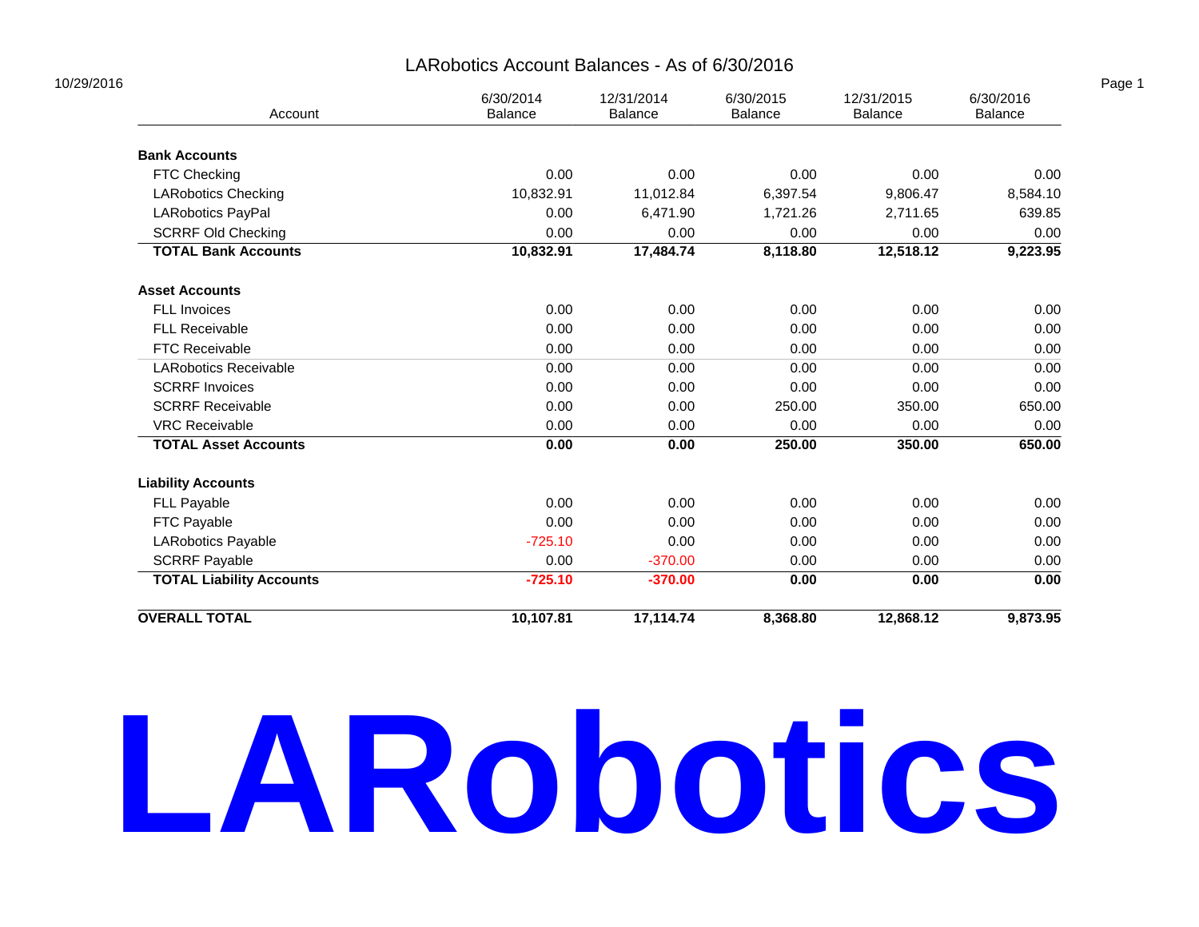# LARobotics Account Balances - As of 6/30/2016

10/29/2016

| Account | 6/30/2014 Balance | 12/31/2014 Balance | 6/30/2015 Balance | 12/31/2015 Balance | 6/30/2016 Balance |
|---|---|---|---|---|---|
| **Bank Accounts** | | | | | |
| FTC Checking | 0.00 | 0.00 | 0.00 | 0.00 | 0.00 |
| LARobotics Checking | 10,832.91 | 11,012.84 | 6,397.54 | 9,806.47 | 8,584.10 |
| LARobotics PayPal | 0.00 | 6,471.90 | 1,721.26 | 2,711.65 | 639.85 |
| SCRRF Old Checking | 0.00 | 0.00 | 0.00 | 0.00 | 0.00 |
| **TOTAL Bank Accounts** | **10,832.91** | **17,484.74** | **8,118.80** | **12,518.12** | **9,223.95** |
| **Asset Accounts** | | | | | |
| FLL Invoices | 0.00 | 0.00 | 0.00 | 0.00 | 0.00 |
| FLL Receivable | 0.00 | 0.00 | 0.00 | 0.00 | 0.00 |
| FTC Receivable | 0.00 | 0.00 | 0.00 | 0.00 | 0.00 |
| LARobotics Receivable | 0.00 | 0.00 | 0.00 | 0.00 | 0.00 |
| SCRRF Invoices | 0.00 | 0.00 | 0.00 | 0.00 | 0.00 |
| SCRRF Receivable | 0.00 | 0.00 | 250.00 | 350.00 | 650.00 |
| VRC Receivable | 0.00 | 0.00 | 0.00 | 0.00 | 0.00 |
| **TOTAL Asset Accounts** | **0.00** | **0.00** | **250.00** | **350.00** | **650.00** |
| **Liability Accounts** | | | | | |
| FLL Payable | 0.00 | 0.00 | 0.00 | 0.00 | 0.00 |
| FTC Payable | 0.00 | 0.00 | 0.00 | 0.00 | 0.00 |
| LARobotics Payable | -725.10 | 0.00 | 0.00 | 0.00 | 0.00 |
| SCRRF Payable | 0.00 | -370.00 | 0.00 | 0.00 | 0.00 |
| **TOTAL Liability Accounts** | **-725.10** | **-370.00** | **0.00** | **0.00** | **0.00** |
| **OVERALL TOTAL** | **10,107.81** | **17,114.74** | **8,368.80** | **12,868.12** | **9,873.95** |

# LARobotics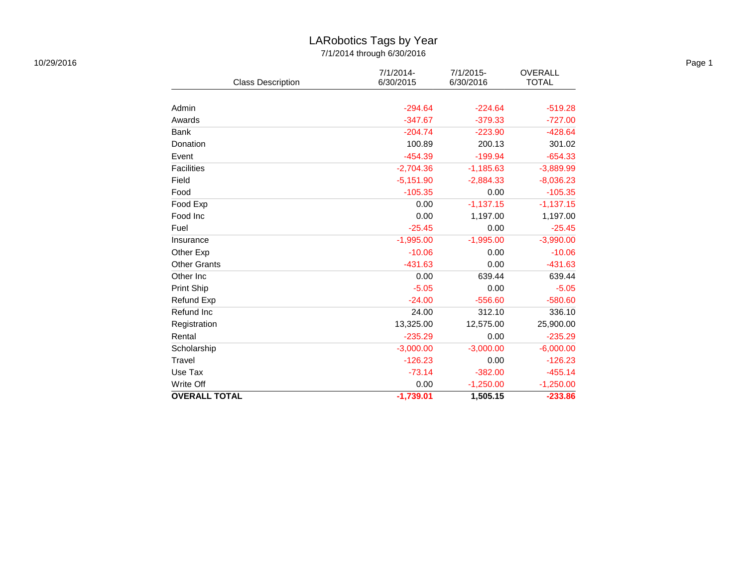# LARobotics Tags by Year

7/1/2014 through 6/30/2016

10/29/2016

| Class Description | 7/1/2014-6/30/2015 | 7/1/2015-6/30/2016 | OVERALL TOTAL |
|---|---|---|---|
| Admin | -294.64 | -224.64 | -519.28 |
| Awards | -347.67 | -379.33 | -727.00 |
| Bank | -204.74 | -223.90 | -428.64 |
| Donation | 100.89 | 200.13 | 301.02 |
| Event | -454.39 | -199.94 | -654.33 |
| Facilities | -2,704.36 | -1,185.63 | -3,889.99 |
| Field | -5,151.90 | -2,884.33 | -8,036.23 |
| Food | -105.35 | 0.00 | -105.35 |
| Food Exp | 0.00 | -1,137.15 | -1,137.15 |
| Food Inc | 0.00 | 1,197.00 | 1,197.00 |
| Fuel | -25.45 | 0.00 | -25.45 |
| Insurance | -1,995.00 | -1,995.00 | -3,990.00 |
| Other Exp | -10.06 | 0.00 | -10.06 |
| Other Grants | -431.63 | 0.00 | -431.63 |
| Other Inc | 0.00 | 639.44 | 639.44 |
| Print Ship | -5.05 | 0.00 | -5.05 |
| Refund Exp | -24.00 | -556.60 | -580.60 |
| Refund Inc | 24.00 | 312.10 | 336.10 |
| Registration | 13,325.00 | 12,575.00 | 25,900.00 |
| Rental | -235.29 | 0.00 | -235.29 |
| Scholarship | -3,000.00 | -3,000.00 | -6,000.00 |
| Travel | -126.23 | 0.00 | -126.23 |
| Use Tax | -73.14 | -382.00 | -455.14 |
| Write Off | 0.00 | -1,250.00 | -1,250.00 |
| **OVERALL TOTAL** | **-1,739.01** | **1,505.15** | **-233.86** |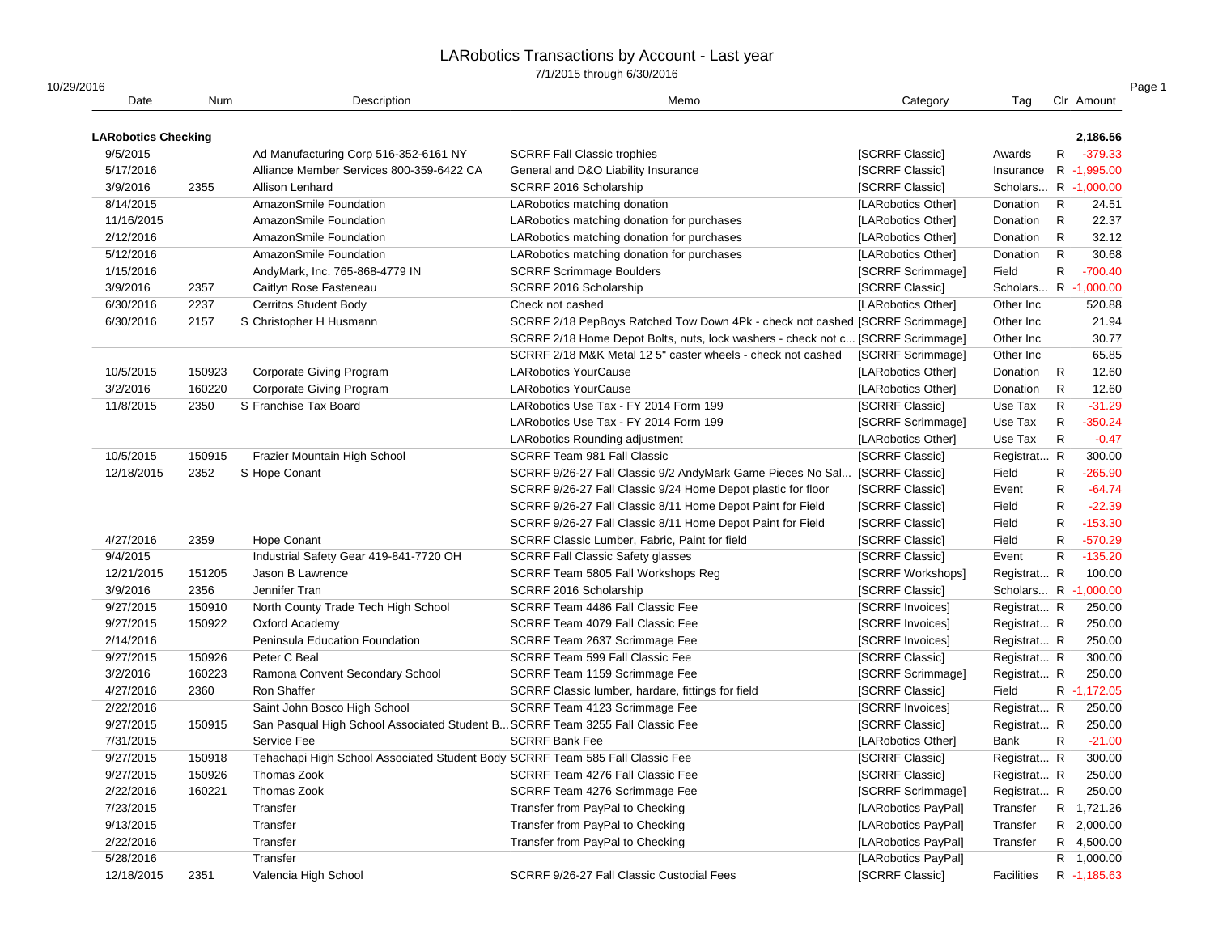# LARobotics Transactions by Account - Last year

7/1/2015 through 6/30/2016

10/29/2016

| Date | Num | Description | Memo | Category | Tag | Clr | Amount |
|---|---|---|---|---|---|---|---|
| **LARobotics Checking** | | | | | | | **2,186.56** |
| 9/5/2015 | | Ad Manufacturing Corp 516-352-6161 NY | SCRRF Fall Classic trophies | [SCRRF Classic] | Awards | R | -379.33 |
| 5/17/2016 | | Alliance Member Services 800-359-6422 CA | General and D&O Liability Insurance | [SCRRF Classic] | Insurance | R | -1,995.00 |
| 3/9/2016 | 2355 | Allison Lenhard | SCRRF 2016 Scholarship | [SCRRF Classic] | Scholars... | R | -1,000.00 |
| 8/14/2015 | | AmazonSmile Foundation | LARobotics matching donation | [LARobotics Other] | Donation | R | 24.51 |
| 11/16/2015 | | AmazonSmile Foundation | LARobotics matching donation for purchases | [LARobotics Other] | Donation | R | 22.37 |
| 2/12/2016 | | AmazonSmile Foundation | LARobotics matching donation for purchases | [LARobotics Other] | Donation | R | 32.12 |
| 5/12/2016 | | AmazonSmile Foundation | LARobotics matching donation for purchases | [LARobotics Other] | Donation | R | 30.68 |
| 1/15/2016 | | AndyMark, Inc. 765-868-4779 IN | SCRRF Scrimmage Boulders | [SCRRF Scrimmage] | Field | R | -700.40 |
| 3/9/2016 | 2357 | Caitlyn Rose Fasteneau | SCRRF 2016 Scholarship | [SCRRF Classic] | Scholars... | R | -1,000.00 |
| 6/30/2016 | 2237 | Cerritos Student Body | Check not cashed | [LARobotics Other] | Other Inc | | 520.88 |
| 6/30/2016 | 2157 | S Christopher H Husmann | SCRRF 2/18 PepBoys Ratched Tow Down 4Pk - check not cashed | [SCRRF Scrimmage] | Other Inc | | 21.94 |
| | | | SCRRF 2/18 Home Depot Bolts, nuts, lock washers - check not c... | [SCRRF Scrimmage] | Other Inc | | 30.77 |
| | | | SCRRF 2/18 M&K Metal 12 5" caster wheels - check not cashed | [SCRRF Scrimmage] | Other Inc | | 65.85 |
| 10/5/2015 | 150923 | Corporate Giving Program | LARobotics YourCause | [LARobotics Other] | Donation | R | 12.60 |
| 3/2/2016 | 160220 | Corporate Giving Program | LARobotics YourCause | [LARobotics Other] | Donation | R | 12.60 |
| 11/8/2015 | 2350 | S Franchise Tax Board | LARobotics Use Tax - FY 2014 Form 199 | [SCRRF Classic] | Use Tax | R | -31.29 |
| | | | LARobotics Use Tax - FY 2014 Form 199 | [SCRRF Scrimmage] | Use Tax | R | -350.24 |
| | | | LARobotics Rounding adjustment | [LARobotics Other] | Use Tax | R | -0.47 |
| 10/5/2015 | 150915 | Frazier Mountain High School | SCRRF Team 981 Fall Classic | [SCRRF Classic] | Registrat... | R | 300.00 |
| 12/18/2015 | 2352 | S Hope Conant | SCRRF 9/26-27 Fall Classic 9/2 AndyMark Game Pieces No Sal... | [SCRRF Classic] | Field | R | -265.90 |
| | | | SCRRF 9/26-27 Fall Classic 9/24 Home Depot plastic for floor | [SCRRF Classic] | Event | R | -64.74 |
| | | | SCRRF 9/26-27 Fall Classic 8/11 Home Depot Paint for Field | [SCRRF Classic] | Field | R | -22.39 |
| | | | SCRRF 9/26-27 Fall Classic 8/11 Home Depot Paint for Field | [SCRRF Classic] | Field | R | -153.30 |
| 4/27/2016 | 2359 | Hope Conant | SCRRF Classic Lumber, Fabric, Paint for field | [SCRRF Classic] | Field | R | -570.29 |
| 9/4/2015 | | Industrial Safety Gear 419-841-7720 OH | SCRRF Fall Classic Safety glasses | [SCRRF Classic] | Event | R | -135.20 |
| 12/21/2015 | 151205 | Jason B Lawrence | SCRRF Team 5805 Fall Workshops Reg | [SCRRF Workshops] | Registrat... | R | 100.00 |
| 3/9/2016 | 2356 | Jennifer Tran | SCRRF 2016 Scholarship | [SCRRF Classic] | Scholars... | R | -1,000.00 |
| 9/27/2015 | 150910 | North County Trade Tech High School | SCRRF Team 4486 Fall Classic Fee | [SCRRF Invoices] | Registrat... | R | 250.00 |
| 9/27/2015 | 150922 | Oxford Academy | SCRRF Team 4079 Fall Classic Fee | [SCRRF Invoices] | Registrat... | R | 250.00 |
| 2/14/2016 | | Peninsula Education Foundation | SCRRF Team 2637 Scrimmage Fee | [SCRRF Invoices] | Registrat... | R | 250.00 |
| 9/27/2015 | 150926 | Peter C Beal | SCRRF Team 599 Fall Classic Fee | [SCRRF Classic] | Registrat... | R | 300.00 |
| 3/2/2016 | 160223 | Ramona Convent Secondary School | SCRRF Team 1159 Scrimmage Fee | [SCRRF Scrimmage] | Registrat... | R | 250.00 |
| 4/27/2016 | 2360 | Ron Shaffer | SCRRF Classic lumber, hardare, fittings for field | [SCRRF Classic] | Field | R | -1,172.05 |
| 2/22/2016 | | Saint John Bosco High School | SCRRF Team 4123 Scrimmage Fee | [SCRRF Invoices] | Registrat... | R | 250.00 |
| 9/27/2015 | 150915 | San Pasqual High School Associated Student B... | SCRRF Team 3255 Fall Classic Fee | [SCRRF Classic] | Registrat... | R | 250.00 |
| 7/31/2015 | | Service Fee | SCRRF Bank Fee | [LARobotics Other] | Bank | R | -21.00 |
| 9/27/2015 | 150918 | Tehachapi High School Associated Student Body | SCRRF Team 585 Fall Classic Fee | [SCRRF Classic] | Registrat... | R | 300.00 |
| 9/27/2015 | 150926 | Thomas Zook | SCRRF Team 4276 Fall Classic Fee | [SCRRF Classic] | Registrat... | R | 250.00 |
| 2/22/2016 | 160221 | Thomas Zook | SCRRF Team 4276 Scrimmage Fee | [SCRRF Scrimmage] | Registrat... | R | 250.00 |
| 7/23/2015 | | Transfer | Transfer from PayPal to Checking | [LARobotics PayPal] | Transfer | R | 1,721.26 |
| 9/13/2015 | | Transfer | Transfer from PayPal to Checking | [LARobotics PayPal] | Transfer | R | 2,000.00 |
| 2/22/2016 | | Transfer | Transfer from PayPal to Checking | [LARobotics PayPal] | Transfer | R | 4,500.00 |
| 5/28/2016 | | Transfer | | [LARobotics PayPal] | | R | 1,000.00 |
| 12/18/2015 | 2351 | Valencia High School | SCRRF 9/26-27 Fall Classic Custodial Fees | [SCRRF Classic] | Facilities | R | -1,185.63 |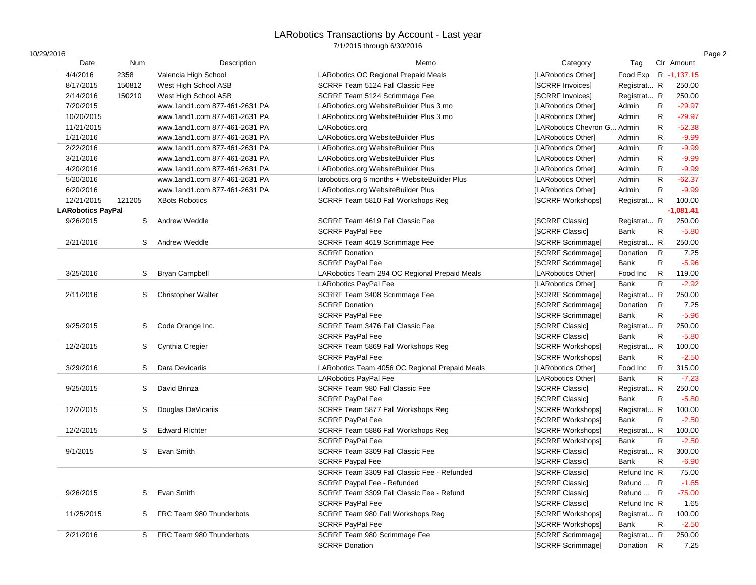# LARobotics Transactions by Account - Last year

7/1/2015 through 6/30/2016

10/29/2016

| Date | Num | Description | Memo | Category | Tag | Clr | Amount |
|---|---|---|---|---|---|---|---|
| 4/4/2016 | 2358 | Valencia High School | LARobotics OC Regional Prepaid Meals | [LARobotics Other] | Food Exp | R | -1,137.15 |
| 8/17/2015 | 150812 | West High School ASB | SCRRF Team 5124 Fall Classic Fee | [SCRRF Invoices] | Registrat... | R | 250.00 |
| 2/14/2016 | 150210 | West High School ASB | SCRRF Team 5124 Scrimmage Fee | [SCRRF Invoices] | Registrat... | R | 250.00 |
| 7/20/2015 | | www.1and1.com 877-461-2631 PA | LARobotics.org WebsiteBuilder Plus 3 mo | [LARobotics Other] | Admin | R | -29.97 |
| 10/20/2015 | | www.1and1.com 877-461-2631 PA | LARobotics.org WebsiteBuilder Plus 3 mo | [LARobotics Other] | Admin | R | -29.97 |
| 11/21/2015 | | www.1and1.com 877-461-2631 PA | LARobotics.org | [LARobotics Chevron G... | Admin | R | -52.38 |
| 1/21/2016 | | www.1and1.com 877-461-2631 PA | LARobotics.org WebsiteBuilder Plus | [LARobotics Other] | Admin | R | -9.99 |
| 2/22/2016 | | www.1and1.com 877-461-2631 PA | LARobotics.org WebsiteBuilder Plus | [LARobotics Other] | Admin | R | -9.99 |
| 3/21/2016 | | www.1and1.com 877-461-2631 PA | LARobotics.org WebsiteBuilder Plus | [LARobotics Other] | Admin | R | -9.99 |
| 4/20/2016 | | www.1and1.com 877-461-2631 PA | LARobotics.org WebsiteBuilder Plus | [LARobotics Other] | Admin | R | -9.99 |
| 5/20/2016 | | www.1and1.com 877-461-2631 PA | larobotics.org 6 months + WebsiteBuilder Plus | [LARobotics Other] | Admin | R | -62.37 |
| 6/20/2016 | | www.1and1.com 877-461-2631 PA | LARobotics.org WebsiteBuilder Plus | [LARobotics Other] | Admin | R | -9.99 |
| 12/21/2015 | 121205 | XBots Robotics | SCRRF Team 5810 Fall Workshops Reg | [SCRRF Workshops] | Registrat... | R | 100.00 |
| **LARobotics PayPal** | | | | | | | **-1,081.41** |
| 9/26/2015 | S | Andrew Weddle | SCRRF Team 4619 Fall Classic Fee | [SCRRF Classic] | Registrat... | R | 250.00 |
| | | | SCRRF PayPal Fee | [SCRRF Classic] | Bank | R | -5.80 |
| 2/21/2016 | S | Andrew Weddle | SCRRF Team 4619 Scrimmage Fee | [SCRRF Scrimmage] | Registrat... | R | 250.00 |
| | | | SCRRF Donation | [SCRRF Scrimmage] | Donation | R | 7.25 |
| | | | SCRRF PayPal Fee | [SCRRF Scrimmage] | Bank | R | -5.96 |
| 3/25/2016 | S | Bryan Campbell | LARobotics Team 294 OC Regional Prepaid Meals | [LARobotics Other] | Food Inc | R | 119.00 |
| | | | LARobotics PayPal Fee | [LARobotics Other] | Bank | R | -2.92 |
| 2/11/2016 | S | Christopher Walter | SCRRF Team 3408 Scrimmage Fee | [SCRRF Scrimmage] | Registrat... | R | 250.00 |
| | | | SCRRF Donation | [SCRRF Scrimmage] | Donation | R | 7.25 |
| | | | SCRRF PayPal Fee | [SCRRF Scrimmage] | Bank | R | -5.96 |
| 9/25/2015 | S | Code Orange Inc. | SCRRF Team 3476 Fall Classic Fee | [SCRRF Classic] | Registrat... | R | 250.00 |
| | | | SCRRF PayPal Fee | [SCRRF Classic] | Bank | R | -5.80 |
| 12/2/2015 | S | Cynthia Cregier | SCRRF Team 5869 Fall Workshops Reg | [SCRRF Workshops] | Registrat... | R | 100.00 |
| | | | SCRRF PayPal Fee | [SCRRF Workshops] | Bank | R | -2.50 |
| 3/29/2016 | S | Dara Devicariis | LARobotics Team 4056 OC Regional Prepaid Meals | [LARobotics Other] | Food Inc | R | 315.00 |
| | | | LARobotics PayPal Fee | [LARobotics Other] | Bank | R | -7.23 |
| 9/25/2015 | S | David Brinza | SCRRF Team 980 Fall Classic Fee | [SCRRF Classic] | Registrat... | R | 250.00 |
| | | | SCRRF PayPal Fee | [SCRRF Classic] | Bank | R | -5.80 |
| 12/2/2015 | S | Douglas DeVicariis | SCRRF Team 5877 Fall Workshops Reg | [SCRRF Workshops] | Registrat... | R | 100.00 |
| | | | SCRRF PayPal Fee | [SCRRF Workshops] | Bank | R | -2.50 |
| 12/2/2015 | S | Edward Richter | SCRRF Team 5886 Fall Workshops Reg | [SCRRF Workshops] | Registrat... | R | 100.00 |
| | | | SCRRF PayPal Fee | [SCRRF Workshops] | Bank | R | -2.50 |
| 9/1/2015 | S | Evan Smith | SCRRF Team 3309 Fall Classic Fee | [SCRRF Classic] | Registrat... | R | 300.00 |
| | | | SCRRF Paypal Fee | [SCRRF Classic] | Bank | R | -6.90 |
| | | | SCRRF Team 3309 Fall Classic Fee - Refunded | [SCRRF Classic] | Refund Inc | R | 75.00 |
| | | | SCRRF Paypal Fee - Refunded | [SCRRF Classic] | Refund ... | R | -1.65 |
| 9/26/2015 | S | Evan Smith | SCRRF Team 3309 Fall Classic Fee - Refund | [SCRRF Classic] | Refund ... | R | -75.00 |
| | | | SCRRF PayPal Fee | [SCRRF Classic] | Refund Inc | R | 1.65 |
| 11/25/2015 | S | FRC Team 980 Thunderbots | SCRRF Team 980 Fall Workshops Reg | [SCRRF Workshops] | Registrat... | R | 100.00 |
| | | | SCRRF PayPal Fee | [SCRRF Workshops] | Bank | R | -2.50 |
| 2/21/2016 | S | FRC Team 980 Thunderbots | SCRRF Team 980 Scrimmage Fee | [SCRRF Scrimmage] | Registrat... | R | 250.00 |
| | | | SCRRF Donation | [SCRRF Scrimmage] | Donation | R | 7.25 |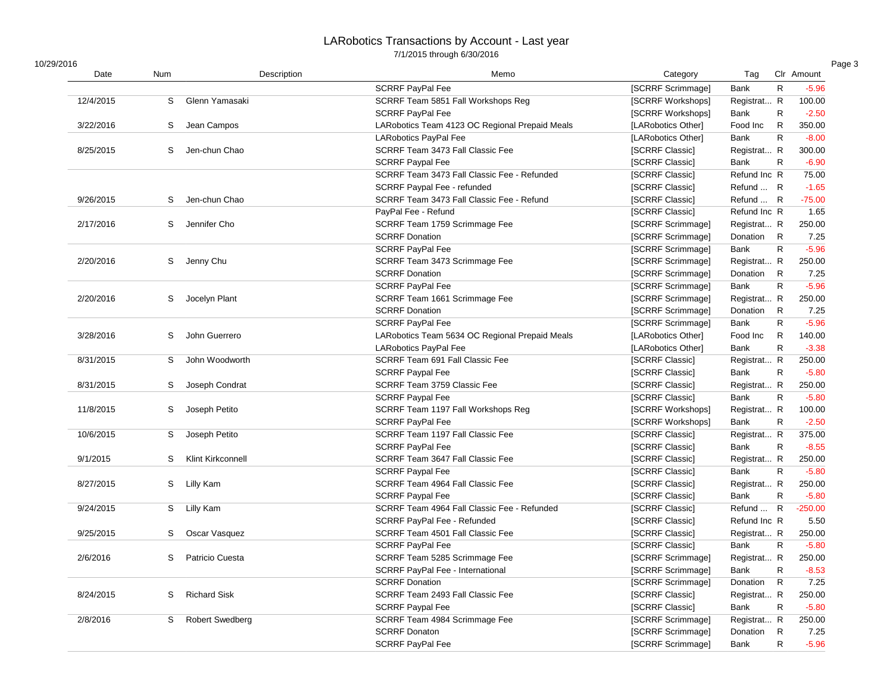# LARobotics Transactions by Account - Last year

7/1/2015 through 6/30/2016

10/29/2016

| Date | Num | Description | Memo | Category | Tag | Clr | Amount |
|---|---|---|---|---|---|---|---|
| | | | SCRRF PayPal Fee | [SCRRF Scrimmage] | Bank | R | -5.96 |
| 12/4/2015 | S | Glenn Yamasaki | SCRRF Team 5851 Fall Workshops Reg | [SCRRF Workshops] | Registrat... | R | 100.00 |
| | | | SCRRF PayPal Fee | [SCRRF Workshops] | Bank | R | -2.50 |
| 3/22/2016 | S | Jean Campos | LARobotics Team 4123 OC Regional Prepaid Meals | [LARobotics Other] | Food Inc | R | 350.00 |
| | | | LARobotics PayPal Fee | [LARobotics Other] | Bank | R | -8.00 |
| 8/25/2015 | S | Jen-chun Chao | SCRRF Team 3473 Fall Classic Fee | [SCRRF Classic] | Registrat... | R | 300.00 |
| | | | SCRRF Paypal Fee | [SCRRF Classic] | Bank | R | -6.90 |
| | | | SCRRF Team 3473 Fall Classic Fee - Refunded | [SCRRF Classic] | Refund Inc | R | 75.00 |
| | | | SCRRF Paypal Fee - refunded | [SCRRF Classic] | Refund ... | R | -1.65 |
| 9/26/2015 | S | Jen-chun Chao | SCRRF Team 3473 Fall Classic Fee - Refund | [SCRRF Classic] | Refund ... | R | -75.00 |
| | | | PayPal Fee - Refund | [SCRRF Classic] | Refund Inc | R | 1.65 |
| 2/17/2016 | S | Jennifer Cho | SCRRF Team 1759 Scrimmage Fee | [SCRRF Scrimmage] | Registrat... | R | 250.00 |
| | | | SCRRF Donation | [SCRRF Scrimmage] | Donation | R | 7.25 |
| | | | SCRRF PayPal Fee | [SCRRF Scrimmage] | Bank | R | -5.96 |
| 2/20/2016 | S | Jenny Chu | SCRRF Team 3473 Scrimmage Fee | [SCRRF Scrimmage] | Registrat... | R | 250.00 |
| | | | SCRRF Donation | [SCRRF Scrimmage] | Donation | R | 7.25 |
| | | | SCRRF PayPal Fee | [SCRRF Scrimmage] | Bank | R | -5.96 |
| 2/20/2016 | S | Jocelyn Plant | SCRRF Team 1661 Scrimmage Fee | [SCRRF Scrimmage] | Registrat... | R | 250.00 |
| | | | SCRRF Donation | [SCRRF Scrimmage] | Donation | R | 7.25 |
| | | | SCRRF PayPal Fee | [SCRRF Scrimmage] | Bank | R | -5.96 |
| 3/28/2016 | S | John Guerrero | LARobotics Team 5634 OC Regional Prepaid Meals | [LARobotics Other] | Food Inc | R | 140.00 |
| | | | LARobotics PayPal Fee | [LARobotics Other] | Bank | R | -3.38 |
| 8/31/2015 | S | John Woodworth | SCRRF Team 691 Fall Classic Fee | [SCRRF Classic] | Registrat... | R | 250.00 |
| | | | SCRRF Paypal Fee | [SCRRF Classic] | Bank | R | -5.80 |
| 8/31/2015 | S | Joseph Condrat | SCRRF Team 3759 Classic Fee | [SCRRF Classic] | Registrat... | R | 250.00 |
| | | | SCRRF Paypal Fee | [SCRRF Classic] | Bank | R | -5.80 |
| 11/8/2015 | S | Joseph Petito | SCRRF Team 1197 Fall Workshops Reg | [SCRRF Workshops] | Registrat... | R | 100.00 |
| | | | SCRRF PayPal Fee | [SCRRF Workshops] | Bank | R | -2.50 |
| 10/6/2015 | S | Joseph Petito | SCRRF Team 1197 Fall Classic Fee | [SCRRF Classic] | Registrat... | R | 375.00 |
| | | | SCRRF PayPal Fee | [SCRRF Classic] | Bank | R | -8.55 |
| 9/1/2015 | S | Klint Kirkconnell | SCRRF Team 3647 Fall Classic Fee | [SCRRF Classic] | Registrat... | R | 250.00 |
| | | | SCRRF Paypal Fee | [SCRRF Classic] | Bank | R | -5.80 |
| 8/27/2015 | S | Lilly Kam | SCRRF Team 4964 Fall Classic Fee | [SCRRF Classic] | Registrat... | R | 250.00 |
| | | | SCRRF Paypal Fee | [SCRRF Classic] | Bank | R | -5.80 |
| 9/24/2015 | S | Lilly Kam | SCRRF Team 4964 Fall Classic Fee - Refunded | [SCRRF Classic] | Refund ... | R | -250.00 |
| | | | SCRRF PayPal Fee - Refunded | [SCRRF Classic] | Refund Inc | R | 5.50 |
| 9/25/2015 | S | Oscar Vasquez | SCRRF Team 4501 Fall Classic Fee | [SCRRF Classic] | Registrat... | R | 250.00 |
| | | | SCRRF PayPal Fee | [SCRRF Classic] | Bank | R | -5.80 |
| 2/6/2016 | S | Patricio Cuesta | SCRRF Team 5285 Scrimmage Fee | [SCRRF Scrimmage] | Registrat... | R | 250.00 |
| | | | SCRRF PayPal Fee - International | [SCRRF Scrimmage] | Bank | R | -8.53 |
| | | | SCRRF Donation | [SCRRF Scrimmage] | Donation | R | 7.25 |
| 8/24/2015 | S | Richard Sisk | SCRRF Team 2493 Fall Classic Fee | [SCRRF Classic] | Registrat... | R | 250.00 |
| | | | SCRRF Paypal Fee | [SCRRF Classic] | Bank | R | -5.80 |
| 2/8/2016 | S | Robert Swedberg | SCRRF Team 4984 Scrimmage Fee | [SCRRF Scrimmage] | Registrat... | R | 250.00 |
| | | | SCRRF Donaton | [SCRRF Scrimmage] | Donation | R | 7.25 |
| | | | SCRRF PayPal Fee | [SCRRF Scrimmage] | Bank | R | -5.96 |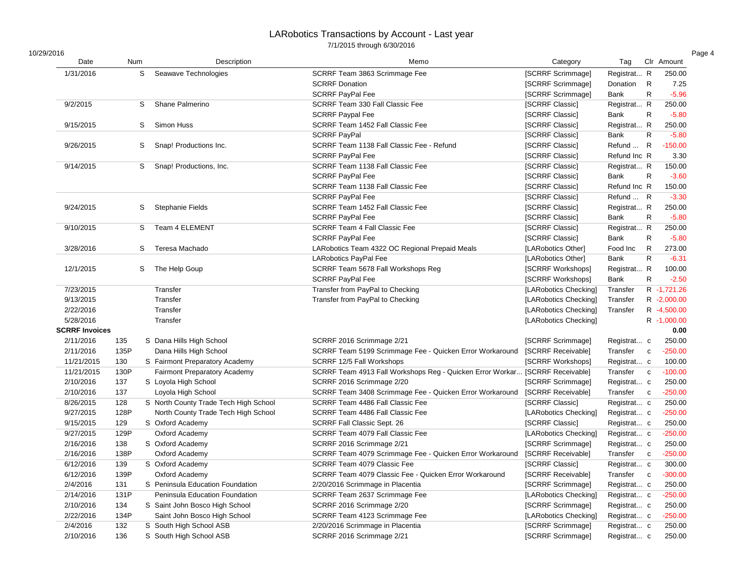# LARobotics Transactions by Account - Last year

7/1/2015 through 6/30/2016

10/29/2016

| Date | Num | | Description | Memo | Category | Tag | Clr | Amount |
|---|---|---|---|---|---|---|---|---|
| 1/31/2016 | | S | Seawave Technologies | SCRRF Team 3863 Scrimmage Fee | [SCRRF Scrimmage] | Registrat... | R | 250.00 |
| | | | | SCRRF Donation | [SCRRF Scrimmage] | Donation | R | 7.25 |
| | | | | SCRRF PayPal Fee | [SCRRF Scrimmage] | Bank | R | -5.96 |
| 9/2/2015 | | S | Shane Palmerino | SCRRF Team 330 Fall Classic Fee | [SCRRF Classic] | Registrat... | R | 250.00 |
| | | | | SCRRF Paypal Fee | [SCRRF Classic] | Bank | R | -5.80 |
| 9/15/2015 | | S | Simon Huss | SCRRF Team 1452 Fall Classic Fee | [SCRRF Classic] | Registrat... | R | 250.00 |
| | | | | SCRRF PayPal | [SCRRF Classic] | Bank | R | -5.80 |
| 9/26/2015 | | S | Snap! Productions Inc. | SCRRF Team 1138 Fall Classic Fee - Refund | [SCRRF Classic] | Refund ... | R | -150.00 |
| | | | | SCRRF PayPal Fee | [SCRRF Classic] | Refund Inc | R | 3.30 |
| 9/14/2015 | | S | Snap! Productions, Inc. | SCRRF Team 1138 Fall Classic Fee | [SCRRF Classic] | Registrat... | R | 150.00 |
| | | | | SCRRF PayPal Fee | [SCRRF Classic] | Bank | R | -3.60 |
| | | | | SCRRF Team 1138 Fall Classic Fee | [SCRRF Classic] | Refund Inc | R | 150.00 |
| | | | | SCRRF PayPal Fee | [SCRRF Classic] | Refund ... | R | -3.30 |
| 9/24/2015 | | S | Stephanie Fields | SCRRF Team 1452 Fall Classic Fee | [SCRRF Classic] | Registrat... | R | 250.00 |
| | | | | SCRRF PayPal Fee | [SCRRF Classic] | Bank | R | -5.80 |
| 9/10/2015 | | S | Team 4 ELEMENT | SCRRF Team 4 Fall Classic Fee | [SCRRF Classic] | Registrat... | R | 250.00 |
| | | | | SCRRF PayPal Fee | [SCRRF Classic] | Bank | R | -5.80 |
| 3/28/2016 | | S | Teresa Machado | LARobotics Team 4322 OC Regional Prepaid Meals | [LARobotics Other] | Food Inc | R | 273.00 |
| | | | | LARobotics PayPal Fee | [LARobotics Other] | Bank | R | -6.31 |
| 12/1/2015 | | S | The Help Goup | SCRRF Team 5678 Fall Workshops Reg | [SCRRF Workshops] | Registrat... | R | 100.00 |
| | | | | SCRRF PayPal Fee | [SCRRF Workshops] | Bank | R | -2.50 |
| 7/23/2015 | | | Transfer | Transfer from PayPal to Checking | [LARobotics Checking] | Transfer | R | -1,721.26 |
| 9/13/2015 | | | Transfer | Transfer from PayPal to Checking | [LARobotics Checking] | Transfer | R | -2,000.00 |
| 2/22/2016 | | | Transfer | | [LARobotics Checking] | Transfer | R | -4,500.00 |
| 5/28/2016 | | | Transfer | | [LARobotics Checking] | | R | -1,000.00 |
| **SCRRF Invoices** | | | | | | | | **0.00** |
| 2/11/2016 | 135 | S | Dana Hills High School | SCRRF 2016 Scrimmage 2/21 | [SCRRF Scrimmage] | Registrat... | c | 250.00 |
| 2/11/2016 | 135P | | Dana Hills High School | SCRRF Team 5199 Scrimmage Fee - Quicken Error Workaround | [SCRRF Receivable] | Transfer | c | -250.00 |
| 11/21/2015 | 130 | S | Fairmont Preparatory Academy | SCRRF 12/5 Fall Workshops | [SCRRF Workshops] | Registrat... | c | 100.00 |
| 11/21/2015 | 130P | | Fairmont Preparatory Academy | SCRRF Team 4913 Fall Workshops Reg - Quicken Error Workar... | [SCRRF Receivable] | Transfer | c | -100.00 |
| 2/10/2016 | 137 | S | Loyola High School | SCRRF 2016 Scrimmage 2/20 | [SCRRF Scrimmage] | Registrat... | c | 250.00 |
| 2/10/2016 | 137 | | Loyola High School | SCRRF Team 3408 Scrimmage Fee - Quicken Error Workaround | [SCRRF Receivable] | Transfer | c | -250.00 |
| 8/26/2015 | 128 | S | North County Trade Tech High School | SCRRF Team 4486 Fall Classic Fee | [SCRRF Classic] | Registrat... | c | 250.00 |
| 9/27/2015 | 128P | | North County Trade Tech High School | SCRRF Team 4486 Fall Classic Fee | [LARobotics Checking] | Registrat... | c | -250.00 |
| 9/15/2015 | 129 | S | Oxford Academy | SCRRF Fall Classic Sept. 26 | [SCRRF Classic] | Registrat... | c | 250.00 |
| 9/27/2015 | 129P | | Oxford Academy | SCRRF Team 4079 Fall Classic Fee | [LARobotics Checking] | Registrat... | c | -250.00 |
| 2/16/2016 | 138 | S | Oxford Academy | SCRRF 2016 Scrimmage 2/21 | [SCRRF Scrimmage] | Registrat... | c | 250.00 |
| 2/16/2016 | 138P | | Oxford Academy | SCRRF Team 4079 Scrimmage Fee - Quicken Error Workaround | [SCRRF Receivable] | Transfer | c | -250.00 |
| 6/12/2016 | 139 | S | Oxford Academy | SCRRF Team 4079 Classic Fee | [SCRRF Classic] | Registrat... | c | 300.00 |
| 6/12/2016 | 139P | | Oxford Academy | SCRRF Team 4079 Classic Fee - Quicken Error Workaround | [SCRRF Receivable] | Transfer | c | -300.00 |
| 2/4/2016 | 131 | S | Peninsula Education Foundation | 2/20/2016 Scrimmage in Placentia | [SCRRF Scrimmage] | Registrat... | c | 250.00 |
| 2/14/2016 | 131P | | Peninsula Education Foundation | SCRRF Team 2637 Scrimmage Fee | [LARobotics Checking] | Registrat... | c | -250.00 |
| 2/10/2016 | 134 | S | Saint John Bosco High School | SCRRF 2016 Scrimmage 2/20 | [SCRRF Scrimmage] | Registrat... | c | 250.00 |
| 2/22/2016 | 134P | | Saint John Bosco High School | SCRRF Team 4123 Scrimmage Fee | [LARobotics Checking] | Registrat... | c | -250.00 |
| 2/4/2016 | 132 | S | South High School ASB | 2/20/2016 Scrimmage in Placentia | [SCRRF Scrimmage] | Registrat... | c | 250.00 |
| 2/10/2016 | 136 | S | South High School ASB | SCRRF 2016 Scrimmage 2/21 | [SCRRF Scrimmage] | Registrat... | c | 250.00 |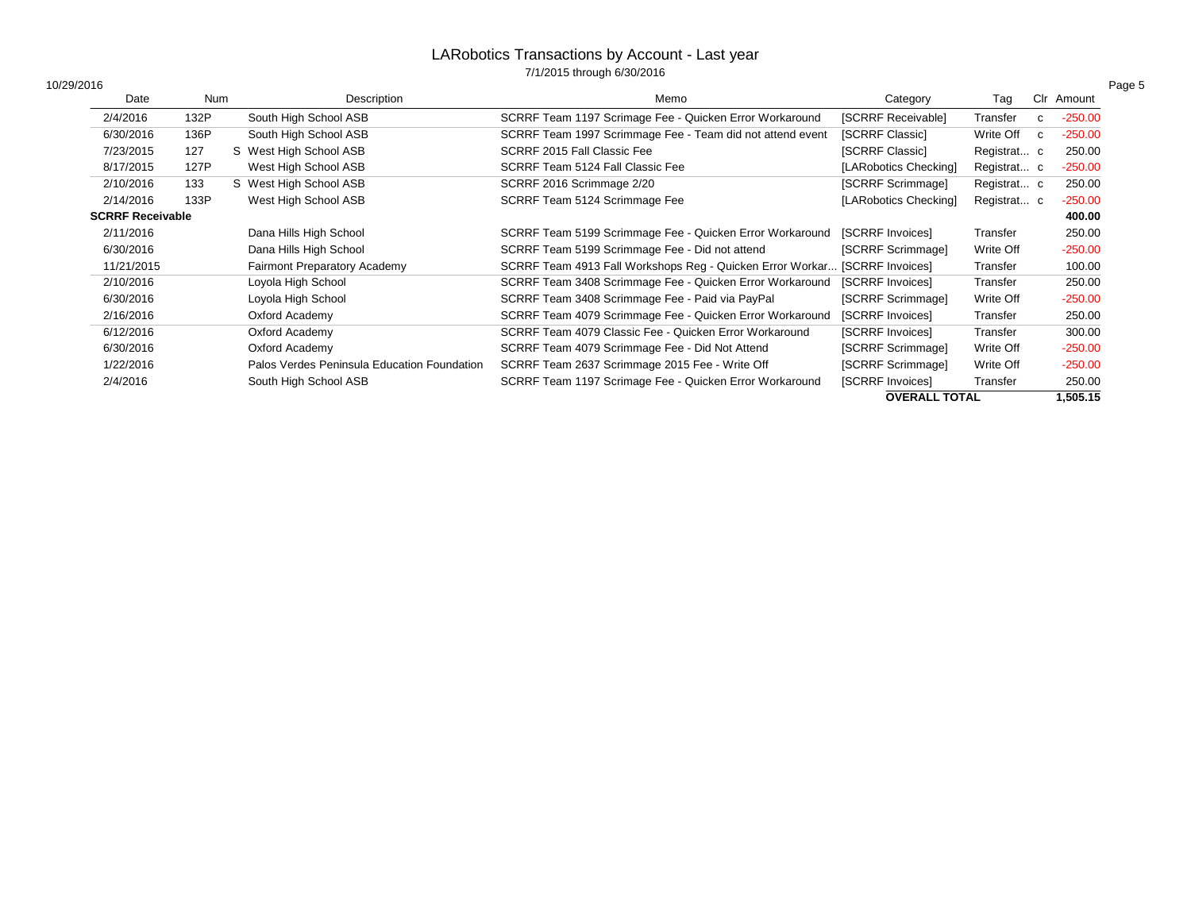# LARobotics Transactions by Account - Last year

7/1/2015 through 6/30/2016

10/29/2016

| Date | Num | | Description | Memo | Category | Tag | Clr | Amount |
|---|---|---|---|---|---|---|---|---|
| 2/4/2016 | 132P | | South High School ASB | SCRRF Team 1197 Scrimage Fee - Quicken Error Workaround | [SCRRF Receivable] | Transfer | c | -250.00 |
| 6/30/2016 | 136P | | South High School ASB | SCRRF Team 1997 Scrimmage Fee - Team did not attend event | [SCRRF Classic] | Write Off | c | -250.00 |
| 7/23/2015 | 127 | S | West High School ASB | SCRRF 2015 Fall Classic Fee | [SCRRF Classic] | Registrat... | c | 250.00 |
| 8/17/2015 | 127P | | West High School ASB | SCRRF Team 5124 Fall Classic Fee | [LARobotics Checking] | Registrat... | c | -250.00 |
| 2/10/2016 | 133 | S | West High School ASB | SCRRF 2016 Scrimmage 2/20 | [SCRRF Scrimmage] | Registrat... | c | 250.00 |
| 2/14/2016 | 133P | | West High School ASB | SCRRF Team 5124 Scrimmage Fee | [LARobotics Checking] | Registrat... | c | -250.00 |
| **SCRRF Receivable** | | | | | | | | **400.00** |
| 2/11/2016 | | | Dana Hills High School | SCRRF Team 5199 Scrimmage Fee - Quicken Error Workaround | [SCRRF Invoices] | Transfer | | 250.00 |
| 6/30/2016 | | | Dana Hills High School | SCRRF Team 5199 Scrimmage Fee - Did not attend | [SCRRF Scrimmage] | Write Off | | -250.00 |
| 11/21/2015 | | | Fairmont Preparatory Academy | SCRRF Team 4913 Fall Workshops Reg - Quicken Error Workar... | [SCRRF Invoices] | Transfer | | 100.00 |
| 2/10/2016 | | | Loyola High School | SCRRF Team 3408 Scrimmage Fee - Quicken Error Workaround | [SCRRF Invoices] | Transfer | | 250.00 |
| 6/30/2016 | | | Loyola High School | SCRRF Team 3408 Scrimmage Fee - Paid via PayPal | [SCRRF Scrimmage] | Write Off | | -250.00 |
| 2/16/2016 | | | Oxford Academy | SCRRF Team 4079 Scrimmage Fee - Quicken Error Workaround | [SCRRF Invoices] | Transfer | | 250.00 |
| 6/12/2016 | | | Oxford Academy | SCRRF Team 4079 Classic Fee - Quicken Error Workaround | [SCRRF Invoices] | Transfer | | 300.00 |
| 6/30/2016 | | | Oxford Academy | SCRRF Team 4079 Scrimmage Fee - Did Not Attend | [SCRRF Scrimmage] | Write Off | | -250.00 |
| 1/22/2016 | | | Palos Verdes Peninsula Education Foundation | SCRRF Team 2637 Scrimmage 2015 Fee - Write Off | [SCRRF Scrimmage] | Write Off | | -250.00 |
| 2/4/2016 | | | South High School ASB | SCRRF Team 1197 Scrimage Fee - Quicken Error Workaround | [SCRRF Invoices] | Transfer | | 250.00 |
| | | | | | **OVERALL TOTAL** | | | **1,505.15** |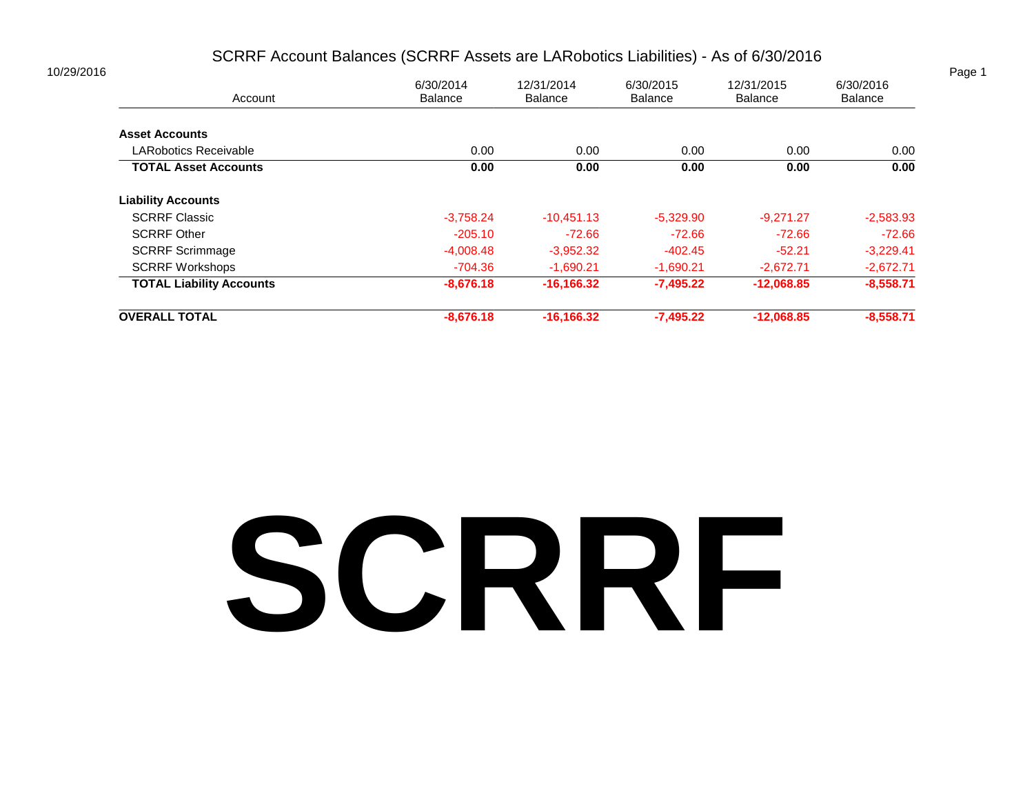# SCRRF Account Balances (SCRRF Assets are LARobotics Liabilities) - As of 6/30/2016

10/29/2016

| Account | 6/30/2014 Balance | 12/31/2014 Balance | 6/30/2015 Balance | 12/31/2015 Balance | 6/30/2016 Balance |
|---|---|---|---|---|---|
| **Asset Accounts** | | | | | |
| LARobotics Receivable | 0.00 | 0.00 | 0.00 | 0.00 | 0.00 |
| **TOTAL Asset Accounts** | **0.00** | **0.00** | **0.00** | **0.00** | **0.00** |
| **Liability Accounts** | | | | | |
| SCRRF Classic | -3,758.24 | -10,451.13 | -5,329.90 | -9,271.27 | -2,583.93 |
| SCRRF Other | -205.10 | -72.66 | -72.66 | -72.66 | -72.66 |
| SCRRF Scrimmage | -4,008.48 | -3,952.32 | -402.45 | -52.21 | -3,229.41 |
| SCRRF Workshops | -704.36 | -1,690.21 | -1,690.21 | -2,672.71 | -2,672.71 |
| **TOTAL Liability Accounts** | **-8,676.18** | **-16,166.32** | **-7,495.22** | **-12,068.85** | **-8,558.71** |
| **OVERALL TOTAL** | **-8,676.18** | **-16,166.32** | **-7,495.22** | **-12,068.85** | **-8,558.71** |

# SCRRF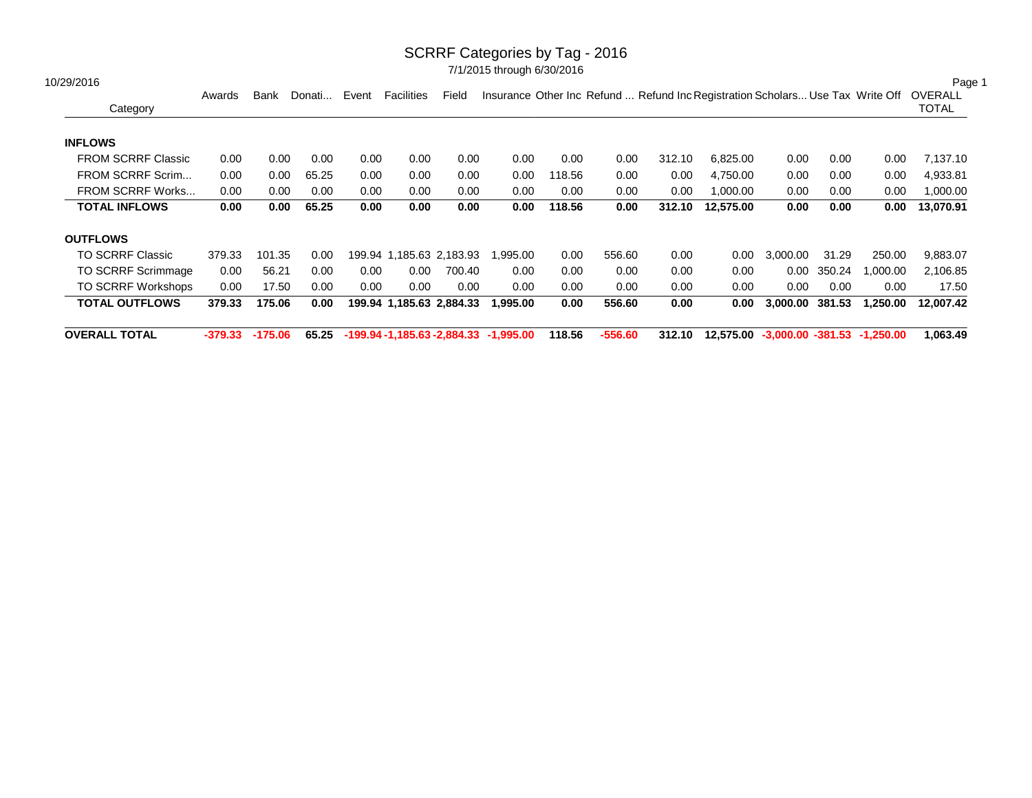# SCRRF Categories by Tag - 2016

7/1/2015 through 6/30/2016

10/29/2016

| Category | Awards | Bank | Donati... | Event | Facilities | Field | Insurance | Other Inc | Refund ... | Refund Inc | Registration | Scholars... | Use Tax | Write Off | OVERALL TOTAL |
|---|---|---|---|---|---|---|---|---|---|---|---|---|---|---|---|
| **INFLOWS** | | | | | | | | | | | | | | | |
| FROM SCRRF Classic | 0.00 | 0.00 | 0.00 | 0.00 | 0.00 | 0.00 | 0.00 | 0.00 | 0.00 | 312.10 | 6,825.00 | 0.00 | 0.00 | 0.00 | 7,137.10 |
| FROM SCRRF Scrim... | 0.00 | 0.00 | 65.25 | 0.00 | 0.00 | 0.00 | 0.00 | 118.56 | 0.00 | 0.00 | 4,750.00 | 0.00 | 0.00 | 0.00 | 4,933.81 |
| FROM SCRRF Works... | 0.00 | 0.00 | 0.00 | 0.00 | 0.00 | 0.00 | 0.00 | 0.00 | 0.00 | 0.00 | 1,000.00 | 0.00 | 0.00 | 0.00 | 1,000.00 |
| **TOTAL INFLOWS** | **0.00** | **0.00** | **65.25** | **0.00** | **0.00** | **0.00** | **0.00** | **118.56** | **0.00** | **312.10** | **12,575.00** | **0.00** | **0.00** | **0.00** | **13,070.91** |
| **OUTFLOWS** | | | | | | | | | | | | | | | |
| TO SCRRF Classic | 379.33 | 101.35 | 0.00 | 199.94 | 1,185.63 | 2,183.93 | 1,995.00 | 0.00 | 556.60 | 0.00 | 0.00 | 3,000.00 | 31.29 | 250.00 | 9,883.07 |
| TO SCRRF Scrimmage | 0.00 | 56.21 | 0.00 | 0.00 | 0.00 | 700.40 | 0.00 | 0.00 | 0.00 | 0.00 | 0.00 | 0.00 | 350.24 | 1,000.00 | 2,106.85 |
| TO SCRRF Workshops | 0.00 | 17.50 | 0.00 | 0.00 | 0.00 | 0.00 | 0.00 | 0.00 | 0.00 | 0.00 | 0.00 | 0.00 | 0.00 | 0.00 | 17.50 |
| **TOTAL OUTFLOWS** | **379.33** | **175.06** | **0.00** | **199.94** | **1,185.63** | **2,884.33** | **1,995.00** | **0.00** | **556.60** | **0.00** | **0.00** | **3,000.00** | **381.53** | **1,250.00** | **12,007.42** |
| **OVERALL TOTAL** | **-379.33** | **-175.06** | **65.25** | **-199.94** | **-1,185.63** | **-2,884.33** | **-1,995.00** | **118.56** | **-556.60** | **312.10** | **12,575.00** | **-3,000.00** | **-381.53** | **-1,250.00** | **1,063.49** |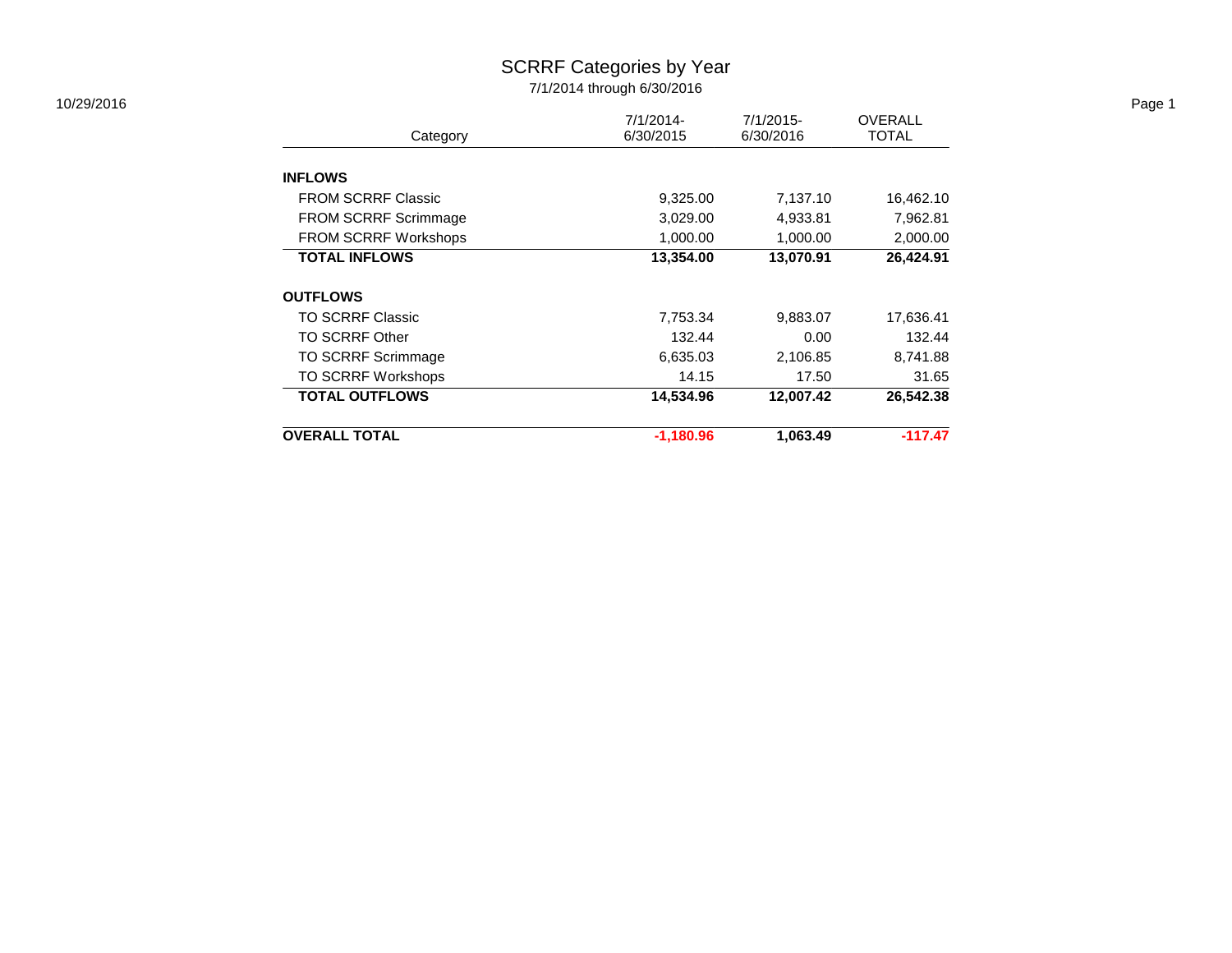# SCRRF Categories by Year

7/1/2014 through 6/30/2016

10/29/2016

| Category | 7/1/2014-6/30/2015 | 7/1/2015-6/30/2016 | OVERALL TOTAL |
|---|---|---|---|
| **INFLOWS** | | | |
| FROM SCRRF Classic | 9,325.00 | 7,137.10 | 16,462.10 |
| FROM SCRRF Scrimmage | 3,029.00 | 4,933.81 | 7,962.81 |
| FROM SCRRF Workshops | 1,000.00 | 1,000.00 | 2,000.00 |
| **TOTAL INFLOWS** | **13,354.00** | **13,070.91** | **26,424.91** |
| **OUTFLOWS** | | | |
| TO SCRRF Classic | 7,753.34 | 9,883.07 | 17,636.41 |
| TO SCRRF Other | 132.44 | 0.00 | 132.44 |
| TO SCRRF Scrimmage | 6,635.03 | 2,106.85 | 8,741.88 |
| TO SCRRF Workshops | 14.15 | 17.50 | 31.65 |
| **TOTAL OUTFLOWS** | **14,534.96** | **12,007.42** | **26,542.38** |
| **OVERALL TOTAL** | **-1,180.96** | **1,063.49** | **-117.47** |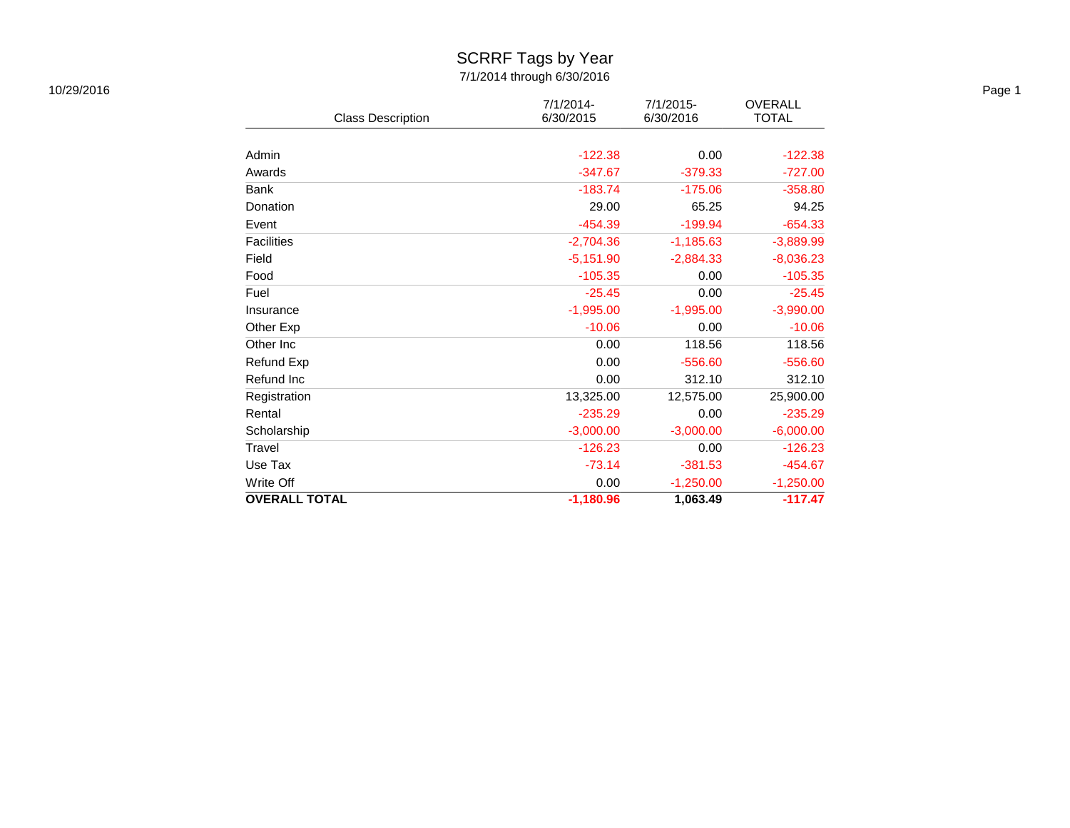# SCRRF Tags by Year

7/1/2014 through 6/30/2016

10/29/2016

| Class Description | 7/1/2014-6/30/2015 | 7/1/2015-6/30/2016 | OVERALL TOTAL |
|---|---|---|---|
| Admin | -122.38 | 0.00 | -122.38 |
| Awards | -347.67 | -379.33 | -727.00 |
| Bank | -183.74 | -175.06 | -358.80 |
| Donation | 29.00 | 65.25 | 94.25 |
| Event | -454.39 | -199.94 | -654.33 |
| Facilities | -2,704.36 | -1,185.63 | -3,889.99 |
| Field | -5,151.90 | -2,884.33 | -8,036.23 |
| Food | -105.35 | 0.00 | -105.35 |
| Fuel | -25.45 | 0.00 | -25.45 |
| Insurance | -1,995.00 | -1,995.00 | -3,990.00 |
| Other Exp | -10.06 | 0.00 | -10.06 |
| Other Inc | 0.00 | 118.56 | 118.56 |
| Refund Exp | 0.00 | -556.60 | -556.60 |
| Refund Inc | 0.00 | 312.10 | 312.10 |
| Registration | 13,325.00 | 12,575.00 | 25,900.00 |
| Rental | -235.29 | 0.00 | -235.29 |
| Scholarship | -3,000.00 | -3,000.00 | -6,000.00 |
| Travel | -126.23 | 0.00 | -126.23 |
| Use Tax | -73.14 | -381.53 | -454.67 |
| Write Off | 0.00 | -1,250.00 | -1,250.00 |
| **OVERALL TOTAL** | **-1,180.96** | **1,063.49** | **-117.47** |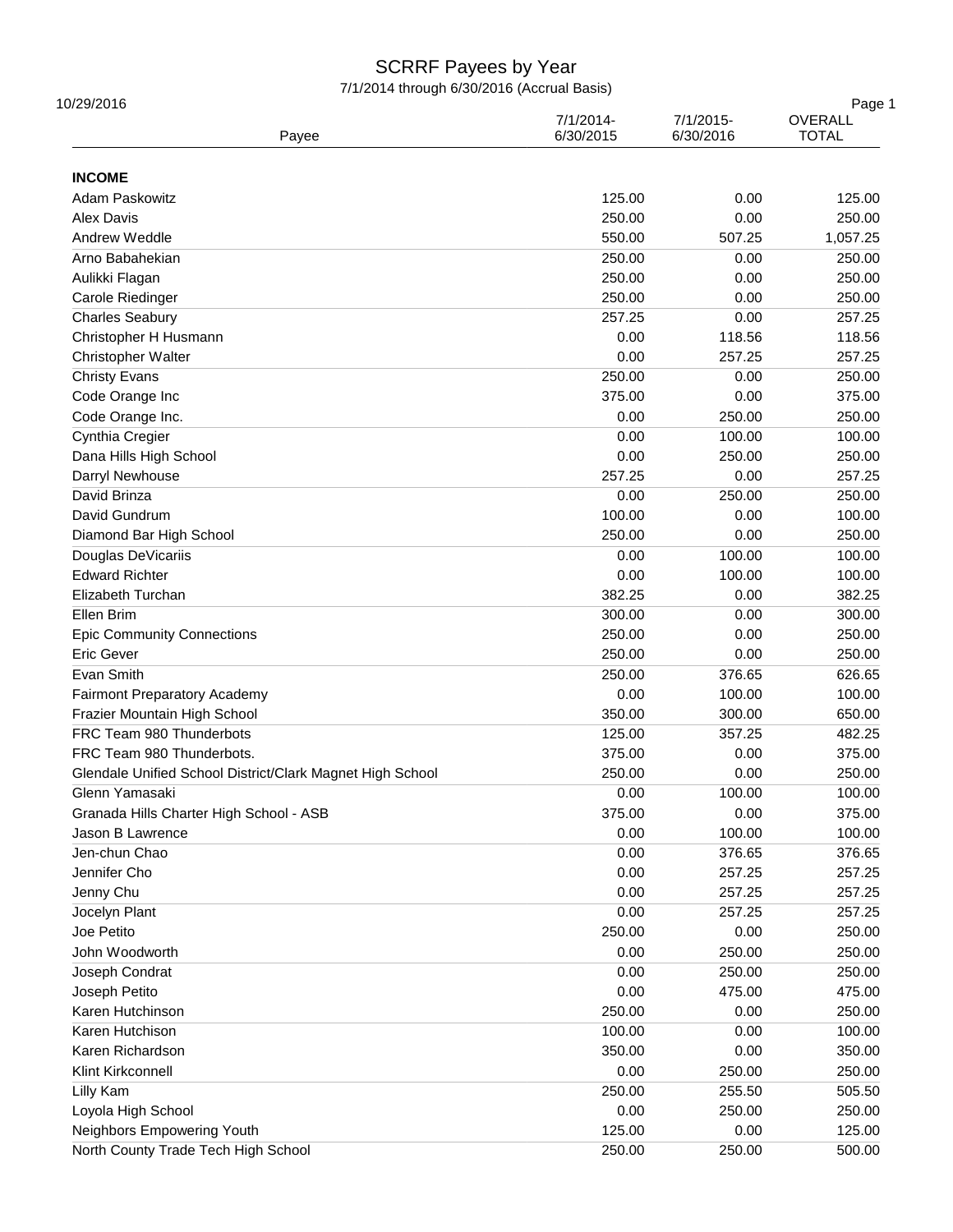# SCRRF Payees by Year

7/1/2014 through 6/30/2016 (Accrual Basis)

10/29/2016

| Payee | 7/1/2014-6/30/2015 | 7/1/2015-6/30/2016 | OVERALL TOTAL |
|---|---|---|---|
| **INCOME** | | | |
| Adam Paskowitz | 125.00 | 0.00 | 125.00 |
| Alex Davis | 250.00 | 0.00 | 250.00 |
| Andrew Weddle | 550.00 | 507.25 | 1,057.25 |
| Arno Babahekian | 250.00 | 0.00 | 250.00 |
| Aulikki Flagan | 250.00 | 0.00 | 250.00 |
| Carole Riedinger | 250.00 | 0.00 | 250.00 |
| Charles Seabury | 257.25 | 0.00 | 257.25 |
| Christopher H Husmann | 0.00 | 118.56 | 118.56 |
| Christopher Walter | 0.00 | 257.25 | 257.25 |
| Christy Evans | 250.00 | 0.00 | 250.00 |
| Code Orange Inc | 375.00 | 0.00 | 375.00 |
| Code Orange Inc. | 0.00 | 250.00 | 250.00 |
| Cynthia Cregier | 0.00 | 100.00 | 100.00 |
| Dana Hills High School | 0.00 | 250.00 | 250.00 |
| Darryl Newhouse | 257.25 | 0.00 | 257.25 |
| David Brinza | 0.00 | 250.00 | 250.00 |
| David Gundrum | 100.00 | 0.00 | 100.00 |
| Diamond Bar High School | 250.00 | 0.00 | 250.00 |
| Douglas DeVicariis | 0.00 | 100.00 | 100.00 |
| Edward Richter | 0.00 | 100.00 | 100.00 |
| Elizabeth Turchan | 382.25 | 0.00 | 382.25 |
| Ellen Brim | 300.00 | 0.00 | 300.00 |
| Epic Community Connections | 250.00 | 0.00 | 250.00 |
| Eric Gever | 250.00 | 0.00 | 250.00 |
| Evan Smith | 250.00 | 376.65 | 626.65 |
| Fairmont Preparatory Academy | 0.00 | 100.00 | 100.00 |
| Frazier Mountain High School | 350.00 | 300.00 | 650.00 |
| FRC Team 980 Thunderbots | 125.00 | 357.25 | 482.25 |
| FRC Team 980 Thunderbots. | 375.00 | 0.00 | 375.00 |
| Glendale Unified School District/Clark Magnet High School | 250.00 | 0.00 | 250.00 |
| Glenn Yamasaki | 0.00 | 100.00 | 100.00 |
| Granada Hills Charter High School - ASB | 375.00 | 0.00 | 375.00 |
| Jason B Lawrence | 0.00 | 100.00 | 100.00 |
| Jen-chun Chao | 0.00 | 376.65 | 376.65 |
| Jennifer Cho | 0.00 | 257.25 | 257.25 |
| Jenny Chu | 0.00 | 257.25 | 257.25 |
| Jocelyn Plant | 0.00 | 257.25 | 257.25 |
| Joe Petito | 250.00 | 0.00 | 250.00 |
| John Woodworth | 0.00 | 250.00 | 250.00 |
| Joseph Condrat | 0.00 | 250.00 | 250.00 |
| Joseph Petito | 0.00 | 475.00 | 475.00 |
| Karen Hutchinson | 250.00 | 0.00 | 250.00 |
| Karen Hutchison | 100.00 | 0.00 | 100.00 |
| Karen Richardson | 350.00 | 0.00 | 350.00 |
| Klint Kirkconnell | 0.00 | 250.00 | 250.00 |
| Lilly Kam | 250.00 | 255.50 | 505.50 |
| Loyola High School | 0.00 | 250.00 | 250.00 |
| Neighbors Empowering Youth | 125.00 | 0.00 | 125.00 |
| North County Trade Tech High School | 250.00 | 250.00 | 500.00 |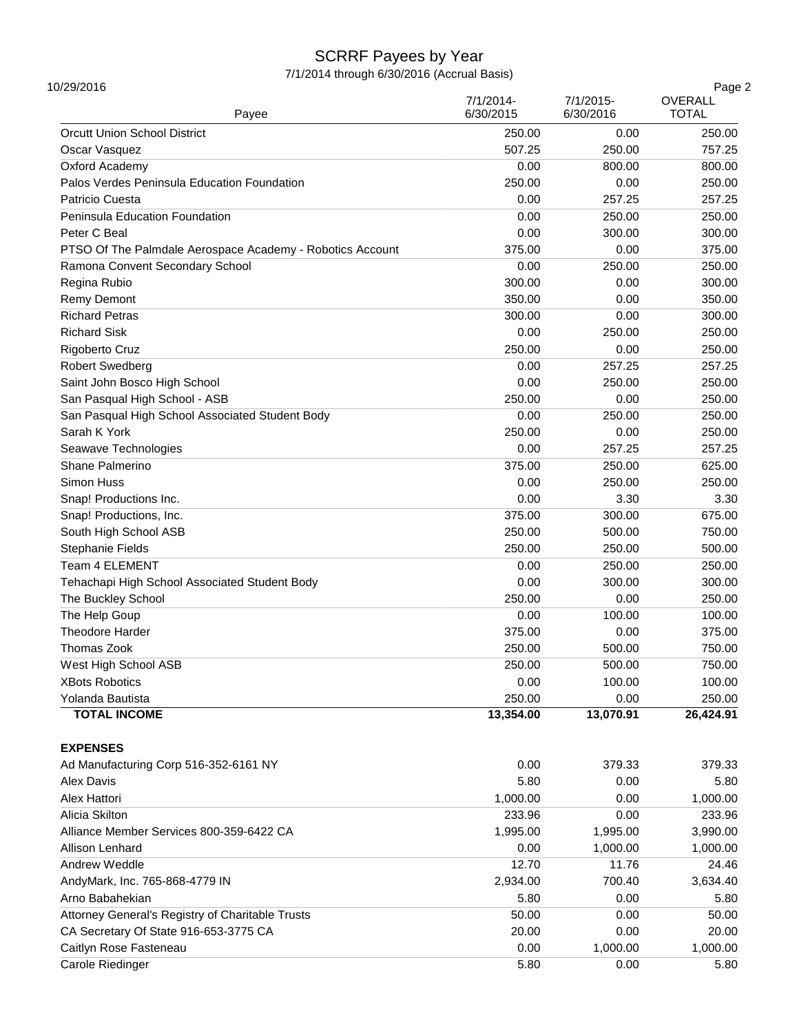# SCRRF Payees by Year

7/1/2014 through 6/30/2016 (Accrual Basis)

10/29/2016

| Payee | 7/1/2014-6/30/2015 | 7/1/2015-6/30/2016 | OVERALL TOTAL |
|---|---|---|---|
| Orcutt Union School District | 250.00 | 0.00 | 250.00 |
| Oscar Vasquez | 507.25 | 250.00 | 757.25 |
| Oxford Academy | 0.00 | 800.00 | 800.00 |
| Palos Verdes Peninsula Education Foundation | 250.00 | 0.00 | 250.00 |
| Patricio Cuesta | 0.00 | 257.25 | 257.25 |
| Peninsula Education Foundation | 0.00 | 250.00 | 250.00 |
| Peter C Beal | 0.00 | 300.00 | 300.00 |
| PTSO Of The Palmdale Aerospace Academy - Robotics Account | 375.00 | 0.00 | 375.00 |
| Ramona Convent Secondary School | 0.00 | 250.00 | 250.00 |
| Regina Rubio | 300.00 | 0.00 | 300.00 |
| Remy Demont | 350.00 | 0.00 | 350.00 |
| Richard Petras | 300.00 | 0.00 | 300.00 |
| Richard Sisk | 0.00 | 250.00 | 250.00 |
| Rigoberto Cruz | 250.00 | 0.00 | 250.00 |
| Robert Swedberg | 0.00 | 257.25 | 257.25 |
| Saint John Bosco High School | 0.00 | 250.00 | 250.00 |
| San Pasqual High School - ASB | 250.00 | 0.00 | 250.00 |
| San Pasqual High School Associated Student Body | 0.00 | 250.00 | 250.00 |
| Sarah K York | 250.00 | 0.00 | 250.00 |
| Seawave Technologies | 0.00 | 257.25 | 257.25 |
| Shane Palmerino | 375.00 | 250.00 | 625.00 |
| Simon Huss | 0.00 | 250.00 | 250.00 |
| Snap! Productions Inc. | 0.00 | 3.30 | 3.30 |
| Snap! Productions, Inc. | 375.00 | 300.00 | 675.00 |
| South High School ASB | 250.00 | 500.00 | 750.00 |
| Stephanie Fields | 250.00 | 250.00 | 500.00 |
| Team 4 ELEMENT | 0.00 | 250.00 | 250.00 |
| Tehachapi High School Associated Student Body | 0.00 | 300.00 | 300.00 |
| The Buckley School | 250.00 | 0.00 | 250.00 |
| The Help Goup | 0.00 | 100.00 | 100.00 |
| Theodore Harder | 375.00 | 0.00 | 375.00 |
| Thomas Zook | 250.00 | 500.00 | 750.00 |
| West High School ASB | 250.00 | 500.00 | 750.00 |
| XBots Robotics | 0.00 | 100.00 | 100.00 |
| Yolanda Bautista | 250.00 | 0.00 | 250.00 |
| **TOTAL INCOME** | **13,354.00** | **13,070.91** | **26,424.91** |
| | | | |
| **EXPENSES** | | | |
| Ad Manufacturing Corp 516-352-6161 NY | 0.00 | 379.33 | 379.33 |
| Alex Davis | 5.80 | 0.00 | 5.80 |
| Alex Hattori | 1,000.00 | 0.00 | 1,000.00 |
| Alicia Skilton | 233.96 | 0.00 | 233.96 |
| Alliance Member Services 800-359-6422 CA | 1,995.00 | 1,995.00 | 3,990.00 |
| Allison Lenhard | 0.00 | 1,000.00 | 1,000.00 |
| Andrew Weddle | 12.70 | 11.76 | 24.46 |
| AndyMark, Inc. 765-868-4779 IN | 2,934.00 | 700.40 | 3,634.40 |
| Arno Babahekian | 5.80 | 0.00 | 5.80 |
| Attorney General's Registry of Charitable Trusts | 50.00 | 0.00 | 50.00 |
| CA Secretary Of State 916-653-3775 CA | 20.00 | 0.00 | 20.00 |
| Caitlyn Rose Fasteneau | 0.00 | 1,000.00 | 1,000.00 |
| Carole Riedinger | 5.80 | 0.00 | 5.80 |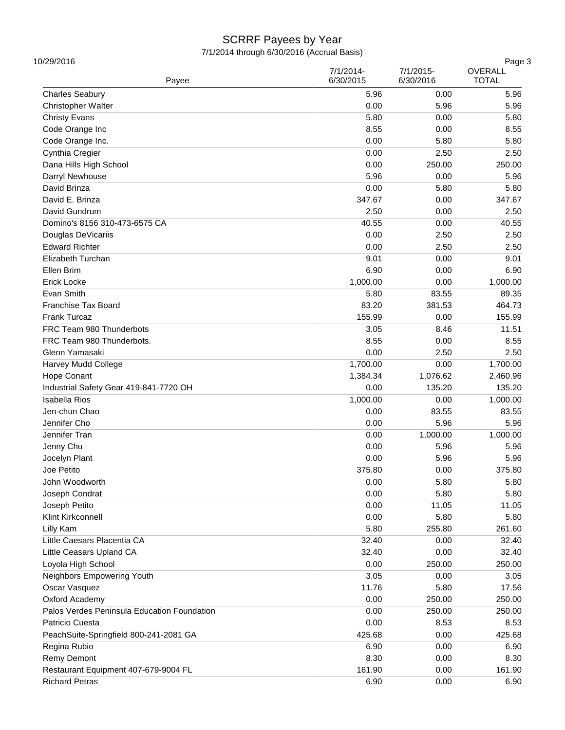# SCRRF Payees by Year

7/1/2014 through 6/30/2016 (Accrual Basis)

10/29/2016

| Payee | 7/1/2014-6/30/2015 | 7/1/2015-6/30/2016 | OVERALL TOTAL |
|---|---|---|---|
| Charles Seabury | 5.96 | 0.00 | 5.96 |
| Christopher Walter | 0.00 | 5.96 | 5.96 |
| Christy Evans | 5.80 | 0.00 | 5.80 |
| Code Orange Inc | 8.55 | 0.00 | 8.55 |
| Code Orange Inc. | 0.00 | 5.80 | 5.80 |
| Cynthia Cregier | 0.00 | 2.50 | 2.50 |
| Dana Hills High School | 0.00 | 250.00 | 250.00 |
| Darryl Newhouse | 5.96 | 0.00 | 5.96 |
| David Brinza | 0.00 | 5.80 | 5.80 |
| David E. Brinza | 347.67 | 0.00 | 347.67 |
| David Gundrum | 2.50 | 0.00 | 2.50 |
| Domino's 8156 310-473-6575 CA | 40.55 | 0.00 | 40.55 |
| Douglas DeVicariis | 0.00 | 2.50 | 2.50 |
| Edward Richter | 0.00 | 2.50 | 2.50 |
| Elizabeth Turchan | 9.01 | 0.00 | 9.01 |
| Ellen Brim | 6.90 | 0.00 | 6.90 |
| Erick Locke | 1,000.00 | 0.00 | 1,000.00 |
| Evan Smith | 5.80 | 83.55 | 89.35 |
| Franchise Tax Board | 83.20 | 381.53 | 464.73 |
| Frank Turcaz | 155.99 | 0.00 | 155.99 |
| FRC Team 980 Thunderbots | 3.05 | 8.46 | 11.51 |
| FRC Team 980 Thunderbots. | 8.55 | 0.00 | 8.55 |
| Glenn Yamasaki | 0.00 | 2.50 | 2.50 |
| Harvey Mudd College | 1,700.00 | 0.00 | 1,700.00 |
| Hope Conant | 1,384.34 | 1,076.62 | 2,460.96 |
| Industrial Safety Gear 419-841-7720 OH | 0.00 | 135.20 | 135.20 |
| Isabella Rios | 1,000.00 | 0.00 | 1,000.00 |
| Jen-chun Chao | 0.00 | 83.55 | 83.55 |
| Jennifer Cho | 0.00 | 5.96 | 5.96 |
| Jennifer Tran | 0.00 | 1,000.00 | 1,000.00 |
| Jenny Chu | 0.00 | 5.96 | 5.96 |
| Jocelyn Plant | 0.00 | 5.96 | 5.96 |
| Joe Petito | 375.80 | 0.00 | 375.80 |
| John Woodworth | 0.00 | 5.80 | 5.80 |
| Joseph Condrat | 0.00 | 5.80 | 5.80 |
| Joseph Petito | 0.00 | 11.05 | 11.05 |
| Klint Kirkconnell | 0.00 | 5.80 | 5.80 |
| Lilly Kam | 5.80 | 255.80 | 261.60 |
| Little Caesars Placentia CA | 32.40 | 0.00 | 32.40 |
| Little Ceasars Upland CA | 32.40 | 0.00 | 32.40 |
| Loyola High School | 0.00 | 250.00 | 250.00 |
| Neighbors Empowering Youth | 3.05 | 0.00 | 3.05 |
| Oscar Vasquez | 11.76 | 5.80 | 17.56 |
| Oxford Academy | 0.00 | 250.00 | 250.00 |
| Palos Verdes Peninsula Education Foundation | 0.00 | 250.00 | 250.00 |
| Patricio Cuesta | 0.00 | 8.53 | 8.53 |
| PeachSuite-Springfield 800-241-2081 GA | 425.68 | 0.00 | 425.68 |
| Regina Rubio | 6.90 | 0.00 | 6.90 |
| Remy Demont | 8.30 | 0.00 | 8.30 |
| Restaurant Equipment 407-679-9004 FL | 161.90 | 0.00 | 161.90 |
| Richard Petras | 6.90 | 0.00 | 6.90 |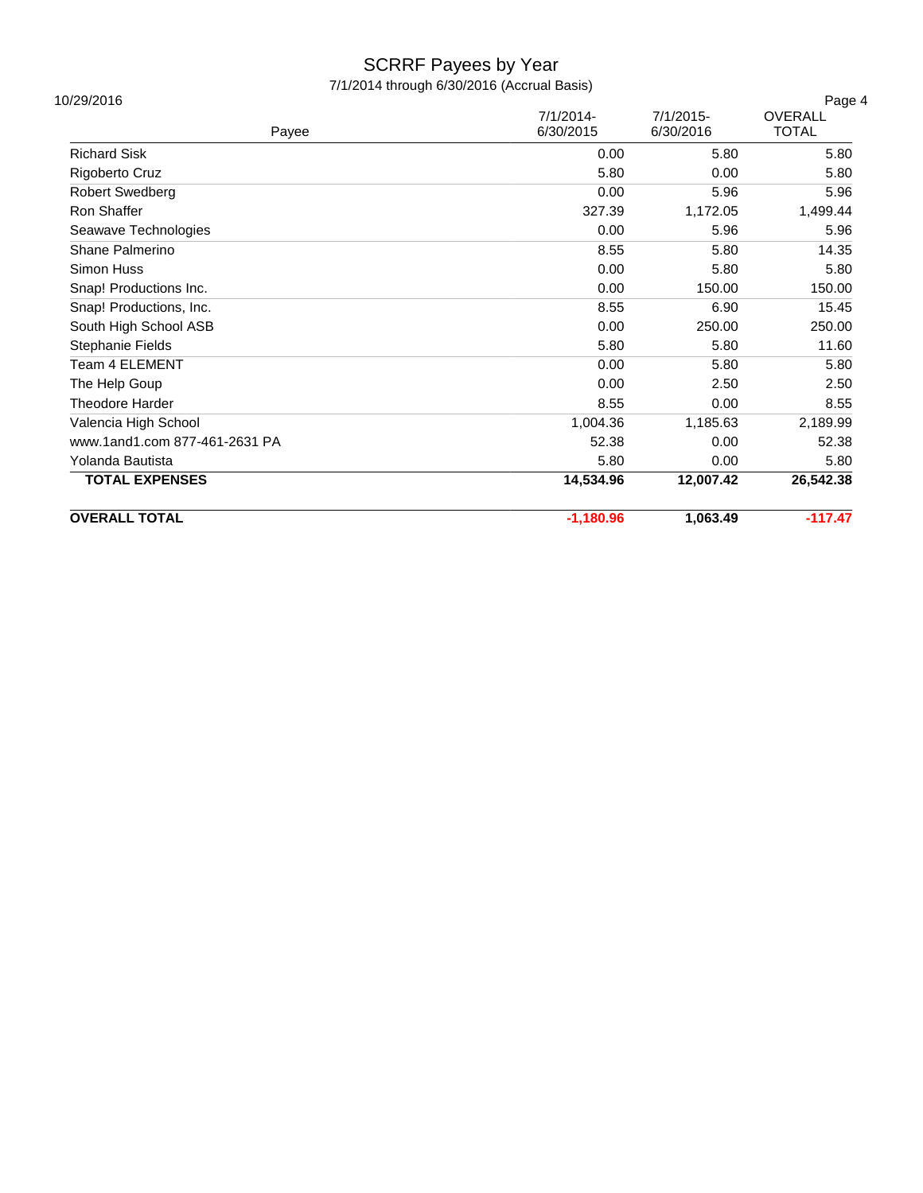# SCRRF Payees by Year

7/1/2014 through 6/30/2016 (Accrual Basis)

10/29/2016

| Payee | 7/1/2014-6/30/2015 | 7/1/2015-6/30/2016 | OVERALL TOTAL |
|---|---|---|---|
| Richard Sisk | 0.00 | 5.80 | 5.80 |
| Rigoberto Cruz | 5.80 | 0.00 | 5.80 |
| Robert Swedberg | 0.00 | 5.96 | 5.96 |
| Ron Shaffer | 327.39 | 1,172.05 | 1,499.44 |
| Seawave Technologies | 0.00 | 5.96 | 5.96 |
| Shane Palmerino | 8.55 | 5.80 | 14.35 |
| Simon Huss | 0.00 | 5.80 | 5.80 |
| Snap! Productions Inc. | 0.00 | 150.00 | 150.00 |
| Snap! Productions, Inc. | 8.55 | 6.90 | 15.45 |
| South High School ASB | 0.00 | 250.00 | 250.00 |
| Stephanie Fields | 5.80 | 5.80 | 11.60 |
| Team 4 ELEMENT | 0.00 | 5.80 | 5.80 |
| The Help Goup | 0.00 | 2.50 | 2.50 |
| Theodore Harder | 8.55 | 0.00 | 8.55 |
| Valencia High School | 1,004.36 | 1,185.63 | 2,189.99 |
| www.1and1.com 877-461-2631 PA | 52.38 | 0.00 | 52.38 |
| Yolanda Bautista | 5.80 | 0.00 | 5.80 |
| **TOTAL EXPENSES** | **14,534.96** | **12,007.42** | **26,542.38** |
| **OVERALL TOTAL** | **-1,180.96** | **1,063.49** | **-117.47** |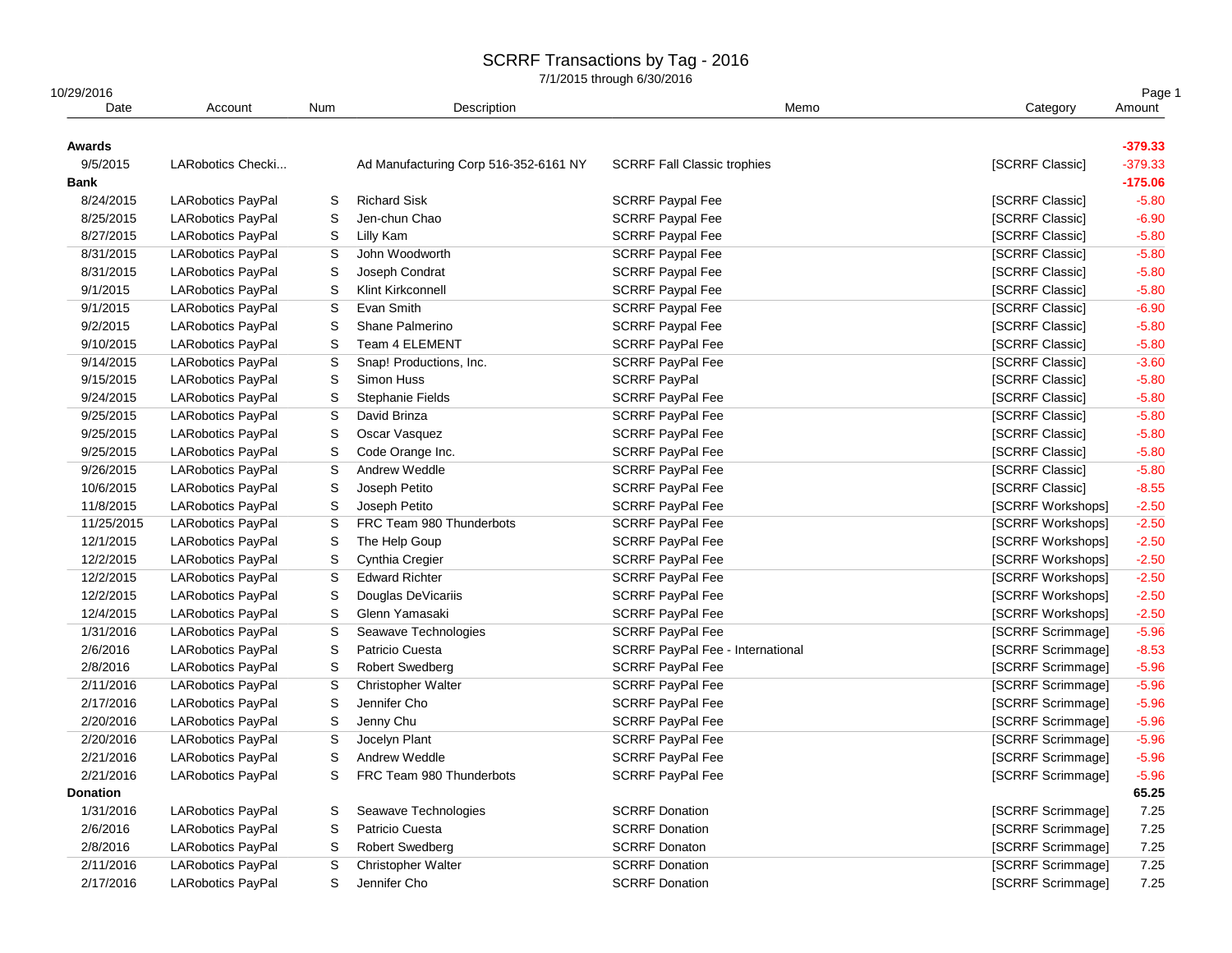# SCRRF Transactions by Tag - 2016

7/1/2015 through 6/30/2016

10/29/2016

| Date | Account | Num | Description | Memo | Category | Amount |
|---|---|---|---|---|---|---|
| **Awards** | | | | | | **-379.33** |
| 9/5/2015 | LARobotics Checki... | | Ad Manufacturing Corp 516-352-6161 NY | SCRRF Fall Classic trophies | [SCRRF Classic] | -379.33 |
| **Bank** | | | | | | **-175.06** |
| 8/24/2015 | LARobotics PayPal | S | Richard Sisk | SCRRF Paypal Fee | [SCRRF Classic] | -5.80 |
| 8/25/2015 | LARobotics PayPal | S | Jen-chun Chao | SCRRF Paypal Fee | [SCRRF Classic] | -6.90 |
| 8/27/2015 | LARobotics PayPal | S | Lilly Kam | SCRRF Paypal Fee | [SCRRF Classic] | -5.80 |
| 8/31/2015 | LARobotics PayPal | S | John Woodworth | SCRRF Paypal Fee | [SCRRF Classic] | -5.80 |
| 8/31/2015 | LARobotics PayPal | S | Joseph Condrat | SCRRF Paypal Fee | [SCRRF Classic] | -5.80 |
| 9/1/2015 | LARobotics PayPal | S | Klint Kirkconnell | SCRRF Paypal Fee | [SCRRF Classic] | -5.80 |
| 9/1/2015 | LARobotics PayPal | S | Evan Smith | SCRRF Paypal Fee | [SCRRF Classic] | -6.90 |
| 9/2/2015 | LARobotics PayPal | S | Shane Palmerino | SCRRF Paypal Fee | [SCRRF Classic] | -5.80 |
| 9/10/2015 | LARobotics PayPal | S | Team 4 ELEMENT | SCRRF PayPal Fee | [SCRRF Classic] | -5.80 |
| 9/14/2015 | LARobotics PayPal | S | Snap! Productions, Inc. | SCRRF PayPal Fee | [SCRRF Classic] | -3.60 |
| 9/15/2015 | LARobotics PayPal | S | Simon Huss | SCRRF PayPal | [SCRRF Classic] | -5.80 |
| 9/24/2015 | LARobotics PayPal | S | Stephanie Fields | SCRRF PayPal Fee | [SCRRF Classic] | -5.80 |
| 9/25/2015 | LARobotics PayPal | S | David Brinza | SCRRF PayPal Fee | [SCRRF Classic] | -5.80 |
| 9/25/2015 | LARobotics PayPal | S | Oscar Vasquez | SCRRF PayPal Fee | [SCRRF Classic] | -5.80 |
| 9/25/2015 | LARobotics PayPal | S | Code Orange Inc. | SCRRF PayPal Fee | [SCRRF Classic] | -5.80 |
| 9/26/2015 | LARobotics PayPal | S | Andrew Weddle | SCRRF PayPal Fee | [SCRRF Classic] | -5.80 |
| 10/6/2015 | LARobotics PayPal | S | Joseph Petito | SCRRF PayPal Fee | [SCRRF Classic] | -8.55 |
| 11/8/2015 | LARobotics PayPal | S | Joseph Petito | SCRRF PayPal Fee | [SCRRF Workshops] | -2.50 |
| 11/25/2015 | LARobotics PayPal | S | FRC Team 980 Thunderbots | SCRRF PayPal Fee | [SCRRF Workshops] | -2.50 |
| 12/1/2015 | LARobotics PayPal | S | The Help Goup | SCRRF PayPal Fee | [SCRRF Workshops] | -2.50 |
| 12/2/2015 | LARobotics PayPal | S | Cynthia Cregier | SCRRF PayPal Fee | [SCRRF Workshops] | -2.50 |
| 12/2/2015 | LARobotics PayPal | S | Edward Richter | SCRRF PayPal Fee | [SCRRF Workshops] | -2.50 |
| 12/2/2015 | LARobotics PayPal | S | Douglas DeVicariis | SCRRF PayPal Fee | [SCRRF Workshops] | -2.50 |
| 12/4/2015 | LARobotics PayPal | S | Glenn Yamasaki | SCRRF PayPal Fee | [SCRRF Workshops] | -2.50 |
| 1/31/2016 | LARobotics PayPal | S | Seawave Technologies | SCRRF PayPal Fee | [SCRRF Scrimmage] | -5.96 |
| 2/6/2016 | LARobotics PayPal | S | Patricio Cuesta | SCRRF PayPal Fee - International | [SCRRF Scrimmage] | -8.53 |
| 2/8/2016 | LARobotics PayPal | S | Robert Swedberg | SCRRF PayPal Fee | [SCRRF Scrimmage] | -5.96 |
| 2/11/2016 | LARobotics PayPal | S | Christopher Walter | SCRRF PayPal Fee | [SCRRF Scrimmage] | -5.96 |
| 2/17/2016 | LARobotics PayPal | S | Jennifer Cho | SCRRF PayPal Fee | [SCRRF Scrimmage] | -5.96 |
| 2/20/2016 | LARobotics PayPal | S | Jenny Chu | SCRRF PayPal Fee | [SCRRF Scrimmage] | -5.96 |
| 2/20/2016 | LARobotics PayPal | S | Jocelyn Plant | SCRRF PayPal Fee | [SCRRF Scrimmage] | -5.96 |
| 2/21/2016 | LARobotics PayPal | S | Andrew Weddle | SCRRF PayPal Fee | [SCRRF Scrimmage] | -5.96 |
| 2/21/2016 | LARobotics PayPal | S | FRC Team 980 Thunderbots | SCRRF PayPal Fee | [SCRRF Scrimmage] | -5.96 |
| **Donation** | | | | | | **65.25** |
| 1/31/2016 | LARobotics PayPal | S | Seawave Technologies | SCRRF Donation | [SCRRF Scrimmage] | 7.25 |
| 2/6/2016 | LARobotics PayPal | S | Patricio Cuesta | SCRRF Donation | [SCRRF Scrimmage] | 7.25 |
| 2/8/2016 | LARobotics PayPal | S | Robert Swedberg | SCRRF Donaton | [SCRRF Scrimmage] | 7.25 |
| 2/11/2016 | LARobotics PayPal | S | Christopher Walter | SCRRF Donation | [SCRRF Scrimmage] | 7.25 |
| 2/17/2016 | LARobotics PayPal | S | Jennifer Cho | SCRRF Donation | [SCRRF Scrimmage] | 7.25 |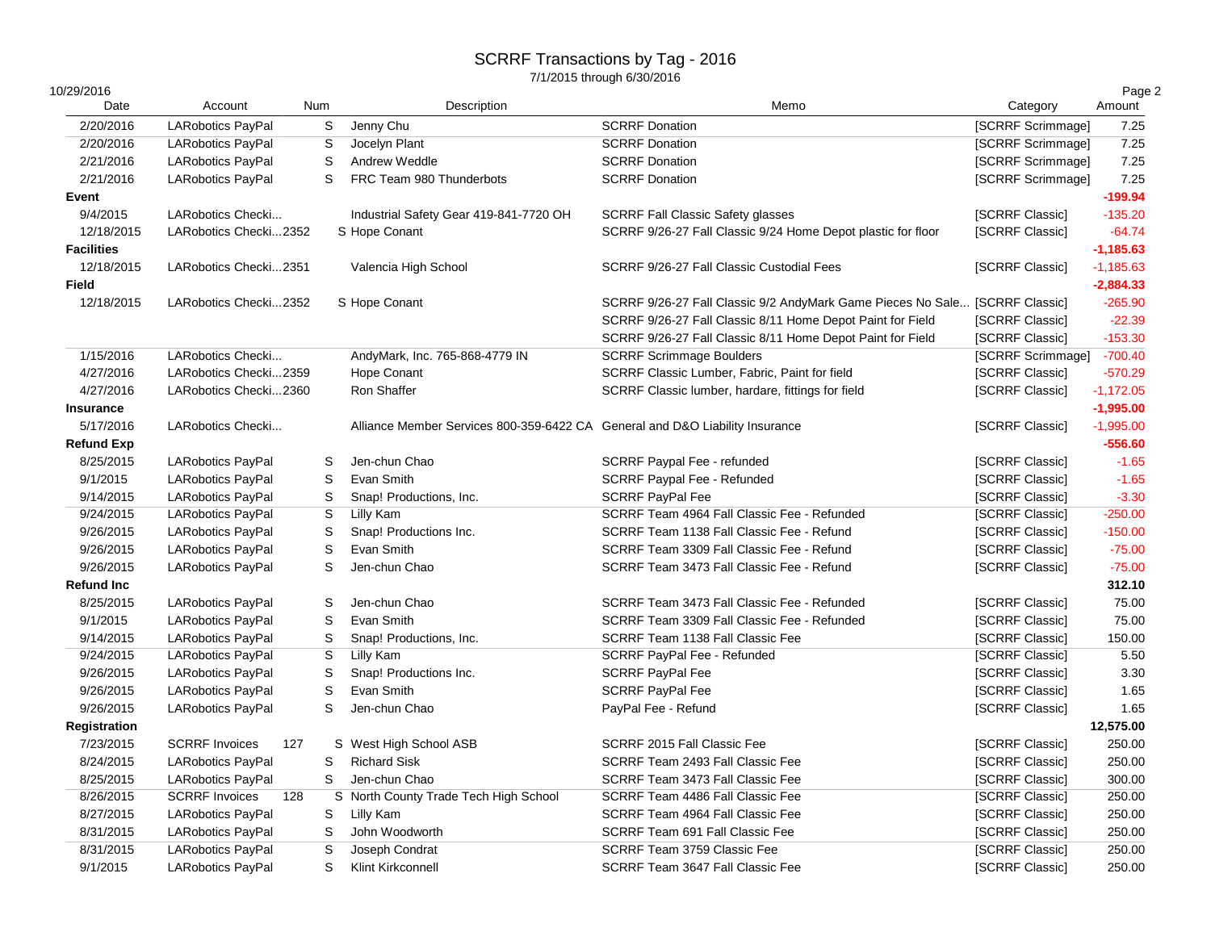# SCRRF Transactions by Tag - 2016

7/1/2015 through 6/30/2016

10/29/2016

| Date | Account | Num | Description | Memo | Category | Amount |
|---|---|---|---|---|---|---|
| 2/20/2016 | LARobotics PayPal | S | Jenny Chu | SCRRF Donation | [SCRRF Scrimmage] | 7.25 |
| 2/20/2016 | LARobotics PayPal | S | Jocelyn Plant | SCRRF Donation | [SCRRF Scrimmage] | 7.25 |
| 2/21/2016 | LARobotics PayPal | S | Andrew Weddle | SCRRF Donation | [SCRRF Scrimmage] | 7.25 |
| 2/21/2016 | LARobotics PayPal | S | FRC Team 980 Thunderbots | SCRRF Donation | [SCRRF Scrimmage] | 7.25 |
| **Event** | | | | | | **-199.94** |
| 9/4/2015 | LARobotics Checki... | | Industrial Safety Gear 419-841-7720 OH | SCRRF Fall Classic Safety glasses | [SCRRF Classic] | -135.20 |
| 12/18/2015 | LARobotics Checki...2352 | S | Hope Conant | SCRRF 9/26-27 Fall Classic 9/24 Home Depot plastic for floor | [SCRRF Classic] | -64.74 |
| **Facilities** | | | | | | **-1,185.63** |
| 12/18/2015 | LARobotics Checki...2351 | | Valencia High School | SCRRF 9/26-27 Fall Classic Custodial Fees | [SCRRF Classic] | -1,185.63 |
| **Field** | | | | | | **-2,884.33** |
| 12/18/2015 | LARobotics Checki...2352 | S | Hope Conant | SCRRF 9/26-27 Fall Classic 9/2 AndyMark Game Pieces No Sale... | [SCRRF Classic] | -265.90 |
| | | | | SCRRF 9/26-27 Fall Classic 8/11 Home Depot Paint for Field | [SCRRF Classic] | -22.39 |
| | | | | SCRRF 9/26-27 Fall Classic 8/11 Home Depot Paint for Field | [SCRRF Classic] | -153.30 |
| 1/15/2016 | LARobotics Checki... | | AndyMark, Inc. 765-868-4779 IN | SCRRF Scrimmage Boulders | [SCRRF Scrimmage] | -700.40 |
| 4/27/2016 | LARobotics Checki...2359 | | Hope Conant | SCRRF Classic Lumber, Fabric, Paint for field | [SCRRF Classic] | -570.29 |
| 4/27/2016 | LARobotics Checki...2360 | | Ron Shaffer | SCRRF Classic lumber, hardare, fittings for field | [SCRRF Classic] | -1,172.05 |
| **Insurance** | | | | | | **-1,995.00** |
| 5/17/2016 | LARobotics Checki... | | Alliance Member Services 800-359-6422 CA | General and D&O Liability Insurance | [SCRRF Classic] | -1,995.00 |
| **Refund Exp** | | | | | | **-556.60** |
| 8/25/2015 | LARobotics PayPal | S | Jen-chun Chao | SCRRF Paypal Fee - refunded | [SCRRF Classic] | -1.65 |
| 9/1/2015 | LARobotics PayPal | S | Evan Smith | SCRRF Paypal Fee - Refunded | [SCRRF Classic] | -1.65 |
| 9/14/2015 | LARobotics PayPal | S | Snap! Productions, Inc. | SCRRF PayPal Fee | [SCRRF Classic] | -3.30 |
| 9/24/2015 | LARobotics PayPal | S | Lilly Kam | SCRRF Team 4964 Fall Classic Fee - Refunded | [SCRRF Classic] | -250.00 |
| 9/26/2015 | LARobotics PayPal | S | Snap! Productions Inc. | SCRRF Team 1138 Fall Classic Fee - Refund | [SCRRF Classic] | -150.00 |
| 9/26/2015 | LARobotics PayPal | S | Evan Smith | SCRRF Team 3309 Fall Classic Fee - Refund | [SCRRF Classic] | -75.00 |
| 9/26/2015 | LARobotics PayPal | S | Jen-chun Chao | SCRRF Team 3473 Fall Classic Fee - Refund | [SCRRF Classic] | -75.00 |
| **Refund Inc** | | | | | | **312.10** |
| 8/25/2015 | LARobotics PayPal | S | Jen-chun Chao | SCRRF Team 3473 Fall Classic Fee - Refunded | [SCRRF Classic] | 75.00 |
| 9/1/2015 | LARobotics PayPal | S | Evan Smith | SCRRF Team 3309 Fall Classic Fee - Refunded | [SCRRF Classic] | 75.00 |
| 9/14/2015 | LARobotics PayPal | S | Snap! Productions, Inc. | SCRRF Team 1138 Fall Classic Fee | [SCRRF Classic] | 150.00 |
| 9/24/2015 | LARobotics PayPal | S | Lilly Kam | SCRRF PayPal Fee - Refunded | [SCRRF Classic] | 5.50 |
| 9/26/2015 | LARobotics PayPal | S | Snap! Productions Inc. | SCRRF PayPal Fee | [SCRRF Classic] | 3.30 |
| 9/26/2015 | LARobotics PayPal | S | Evan Smith | SCRRF PayPal Fee | [SCRRF Classic] | 1.65 |
| 9/26/2015 | LARobotics PayPal | S | Jen-chun Chao | PayPal Fee - Refund | [SCRRF Classic] | 1.65 |
| **Registration** | | | | | | **12,575.00** |
| 7/23/2015 | SCRRF Invoices | 127 S | West High School ASB | SCRRF 2015 Fall Classic Fee | [SCRRF Classic] | 250.00 |
| 8/24/2015 | LARobotics PayPal | S | Richard Sisk | SCRRF Team 2493 Fall Classic Fee | [SCRRF Classic] | 250.00 |
| 8/25/2015 | LARobotics PayPal | S | Jen-chun Chao | SCRRF Team 3473 Fall Classic Fee | [SCRRF Classic] | 300.00 |
| 8/26/2015 | SCRRF Invoices | 128 S | North County Trade Tech High School | SCRRF Team 4486 Fall Classic Fee | [SCRRF Classic] | 250.00 |
| 8/27/2015 | LARobotics PayPal | S | Lilly Kam | SCRRF Team 4964 Fall Classic Fee | [SCRRF Classic] | 250.00 |
| 8/31/2015 | LARobotics PayPal | S | John Woodworth | SCRRF Team 691 Fall Classic Fee | [SCRRF Classic] | 250.00 |
| 8/31/2015 | LARobotics PayPal | S | Joseph Condrat | SCRRF Team 3759 Classic Fee | [SCRRF Classic] | 250.00 |
| 9/1/2015 | LARobotics PayPal | S | Klint Kirkconnell | SCRRF Team 3647 Fall Classic Fee | [SCRRF Classic] | 250.00 |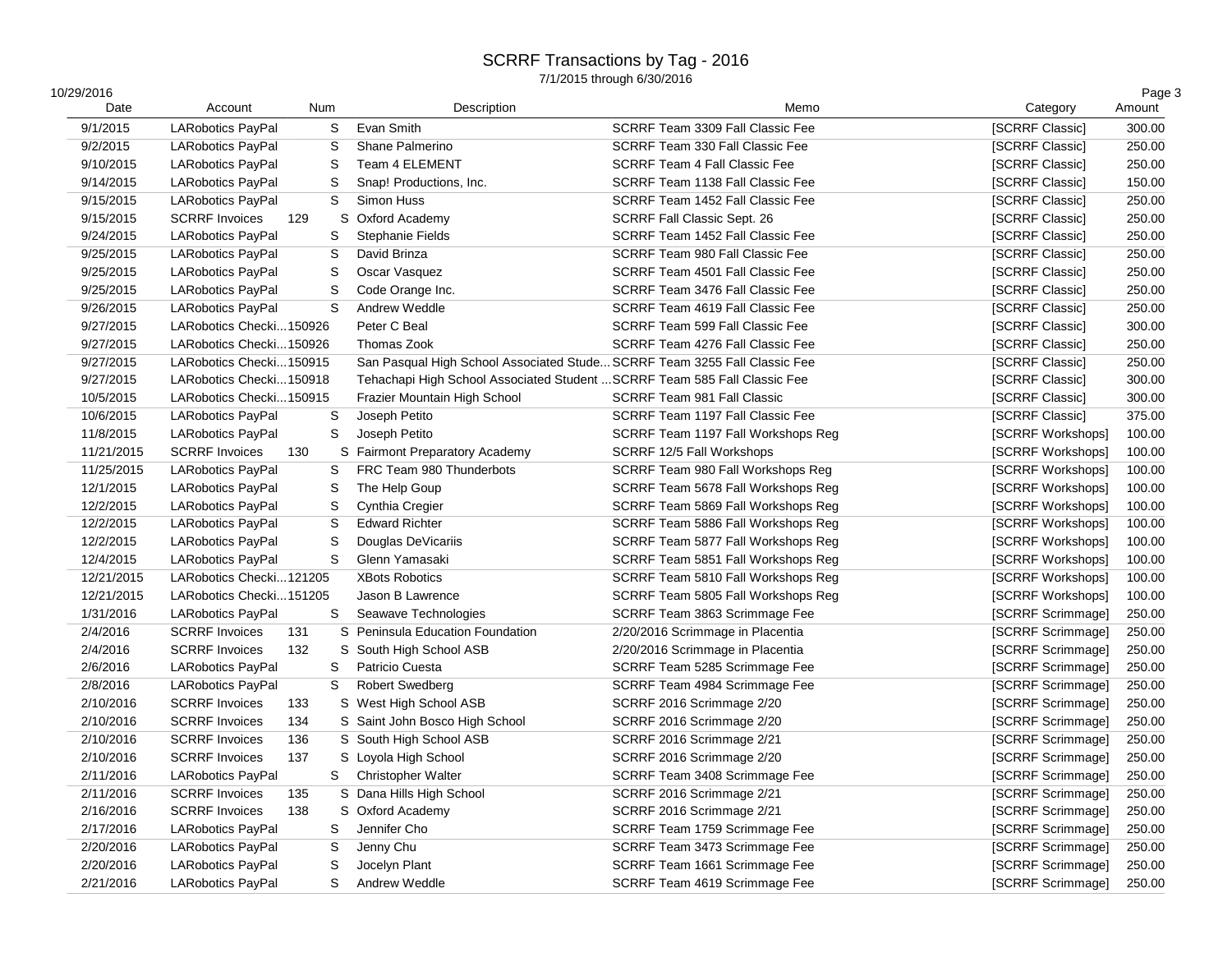# SCRRF Transactions by Tag - 2016

7/1/2015 through 6/30/2016

10/29/2016

| Date | Account | Num | Description | Memo | Category | Amount |
|---|---|---|---|---|---|---|
| 9/1/2015 | LARobotics PayPal | S | Evan Smith | SCRRF Team 3309 Fall Classic Fee | [SCRRF Classic] | 300.00 |
| 9/2/2015 | LARobotics PayPal | S | Shane Palmerino | SCRRF Team 330 Fall Classic Fee | [SCRRF Classic] | 250.00 |
| 9/10/2015 | LARobotics PayPal | S | Team 4 ELEMENT | SCRRF Team 4 Fall Classic Fee | [SCRRF Classic] | 250.00 |
| 9/14/2015 | LARobotics PayPal | S | Snap! Productions, Inc. | SCRRF Team 1138 Fall Classic Fee | [SCRRF Classic] | 150.00 |
| 9/15/2015 | LARobotics PayPal | S | Simon Huss | SCRRF Team 1452 Fall Classic Fee | [SCRRF Classic] | 250.00 |
| 9/15/2015 | SCRRF Invoices | 129 S | Oxford Academy | SCRRF Fall Classic Sept. 26 | [SCRRF Classic] | 250.00 |
| 9/24/2015 | LARobotics PayPal | S | Stephanie Fields | SCRRF Team 1452 Fall Classic Fee | [SCRRF Classic] | 250.00 |
| 9/25/2015 | LARobotics PayPal | S | David Brinza | SCRRF Team 980 Fall Classic Fee | [SCRRF Classic] | 250.00 |
| 9/25/2015 | LARobotics PayPal | S | Oscar Vasquez | SCRRF Team 4501 Fall Classic Fee | [SCRRF Classic] | 250.00 |
| 9/25/2015 | LARobotics PayPal | S | Code Orange Inc. | SCRRF Team 3476 Fall Classic Fee | [SCRRF Classic] | 250.00 |
| 9/26/2015 | LARobotics PayPal | S | Andrew Weddle | SCRRF Team 4619 Fall Classic Fee | [SCRRF Classic] | 250.00 |
| 9/27/2015 | LARobotics Checki... | 150926 | Peter C Beal | SCRRF Team 599 Fall Classic Fee | [SCRRF Classic] | 300.00 |
| 9/27/2015 | LARobotics Checki... | 150926 | Thomas Zook | SCRRF Team 4276 Fall Classic Fee | [SCRRF Classic] | 250.00 |
| 9/27/2015 | LARobotics Checki... | 150915 | San Pasqual High School Associated Stude... | SCRRF Team 3255 Fall Classic Fee | [SCRRF Classic] | 250.00 |
| 9/27/2015 | LARobotics Checki... | 150918 | Tehachapi High School Associated Student ... | SCRRF Team 585 Fall Classic Fee | [SCRRF Classic] | 300.00 |
| 10/5/2015 | LARobotics Checki... | 150915 | Frazier Mountain High School | SCRRF Team 981 Fall Classic | [SCRRF Classic] | 300.00 |
| 10/6/2015 | LARobotics PayPal | S | Joseph Petito | SCRRF Team 1197 Fall Classic Fee | [SCRRF Classic] | 375.00 |
| 11/8/2015 | LARobotics PayPal | S | Joseph Petito | SCRRF Team 1197 Fall Workshops Reg | [SCRRF Workshops] | 100.00 |
| 11/21/2015 | SCRRF Invoices | 130 S | Fairmont Preparatory Academy | SCRRF 12/5 Fall Workshops | [SCRRF Workshops] | 100.00 |
| 11/25/2015 | LARobotics PayPal | S | FRC Team 980 Thunderbots | SCRRF Team 980 Fall Workshops Reg | [SCRRF Workshops] | 100.00 |
| 12/1/2015 | LARobotics PayPal | S | The Help Goup | SCRRF Team 5678 Fall Workshops Reg | [SCRRF Workshops] | 100.00 |
| 12/2/2015 | LARobotics PayPal | S | Cynthia Cregier | SCRRF Team 5869 Fall Workshops Reg | [SCRRF Workshops] | 100.00 |
| 12/2/2015 | LARobotics PayPal | S | Edward Richter | SCRRF Team 5886 Fall Workshops Reg | [SCRRF Workshops] | 100.00 |
| 12/2/2015 | LARobotics PayPal | S | Douglas DeVicariis | SCRRF Team 5877 Fall Workshops Reg | [SCRRF Workshops] | 100.00 |
| 12/4/2015 | LARobotics PayPal | S | Glenn Yamasaki | SCRRF Team 5851 Fall Workshops Reg | [SCRRF Workshops] | 100.00 |
| 12/21/2015 | LARobotics Checki... | 121205 | XBots Robotics | SCRRF Team 5810 Fall Workshops Reg | [SCRRF Workshops] | 100.00 |
| 12/21/2015 | LARobotics Checki... | 151205 | Jason B Lawrence | SCRRF Team 5805 Fall Workshops Reg | [SCRRF Workshops] | 100.00 |
| 1/31/2016 | LARobotics PayPal | S | Seawave Technologies | SCRRF Team 3863 Scrimmage Fee | [SCRRF Scrimmage] | 250.00 |
| 2/4/2016 | SCRRF Invoices | 131 S | Peninsula Education Foundation | 2/20/2016 Scrimmage in Placentia | [SCRRF Scrimmage] | 250.00 |
| 2/4/2016 | SCRRF Invoices | 132 S | South High School ASB | 2/20/2016 Scrimmage in Placentia | [SCRRF Scrimmage] | 250.00 |
| 2/6/2016 | LARobotics PayPal | S | Patricio Cuesta | SCRRF Team 5285 Scrimmage Fee | [SCRRF Scrimmage] | 250.00 |
| 2/8/2016 | LARobotics PayPal | S | Robert Swedberg | SCRRF Team 4984 Scrimmage Fee | [SCRRF Scrimmage] | 250.00 |
| 2/10/2016 | SCRRF Invoices | 133 S | West High School ASB | SCRRF 2016 Scrimmage 2/20 | [SCRRF Scrimmage] | 250.00 |
| 2/10/2016 | SCRRF Invoices | 134 S | Saint John Bosco High School | SCRRF 2016 Scrimmage 2/20 | [SCRRF Scrimmage] | 250.00 |
| 2/10/2016 | SCRRF Invoices | 136 S | South High School ASB | SCRRF 2016 Scrimmage 2/21 | [SCRRF Scrimmage] | 250.00 |
| 2/10/2016 | SCRRF Invoices | 137 S | Loyola High School | SCRRF 2016 Scrimmage 2/20 | [SCRRF Scrimmage] | 250.00 |
| 2/11/2016 | LARobotics PayPal | S | Christopher Walter | SCRRF Team 3408 Scrimmage Fee | [SCRRF Scrimmage] | 250.00 |
| 2/11/2016 | SCRRF Invoices | 135 S | Dana Hills High School | SCRRF 2016 Scrimmage 2/21 | [SCRRF Scrimmage] | 250.00 |
| 2/16/2016 | SCRRF Invoices | 138 S | Oxford Academy | SCRRF 2016 Scrimmage 2/21 | [SCRRF Scrimmage] | 250.00 |
| 2/17/2016 | LARobotics PayPal | S | Jennifer Cho | SCRRF Team 1759 Scrimmage Fee | [SCRRF Scrimmage] | 250.00 |
| 2/20/2016 | LARobotics PayPal | S | Jenny Chu | SCRRF Team 3473 Scrimmage Fee | [SCRRF Scrimmage] | 250.00 |
| 2/20/2016 | LARobotics PayPal | S | Jocelyn Plant | SCRRF Team 1661 Scrimmage Fee | [SCRRF Scrimmage] | 250.00 |
| 2/21/2016 | LARobotics PayPal | S | Andrew Weddle | SCRRF Team 4619 Scrimmage Fee | [SCRRF Scrimmage] | 250.00 |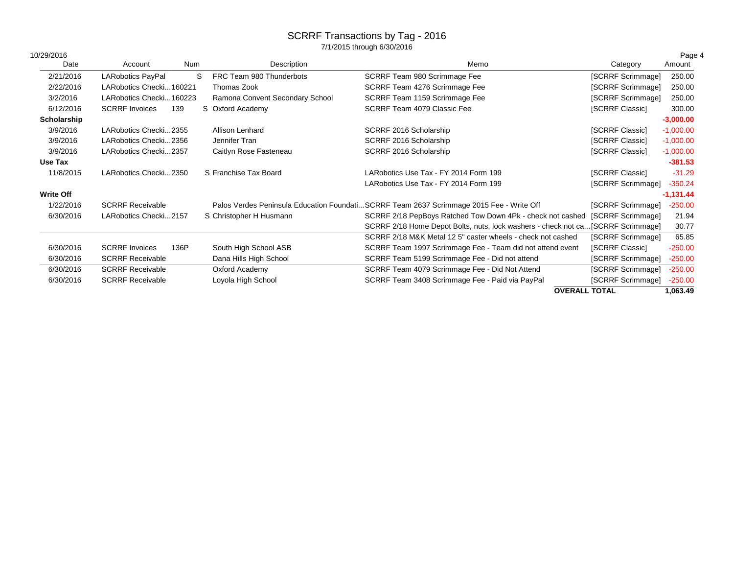# SCRRF Transactions by Tag - 2016

7/1/2015 through 6/30/2016

10/29/2016

| Date | Account | Num | Description | Memo | Category | Amount |
|---|---|---|---|---|---|---|
| 2/21/2016 | LARobotics PayPal | S | FRC Team 980 Thunderbots | SCRRF Team 980 Scrimmage Fee | [SCRRF Scrimmage] | 250.00 |
| 2/22/2016 | LARobotics Checki...160221 | | Thomas Zook | SCRRF Team 4276 Scrimmage Fee | [SCRRF Scrimmage] | 250.00 |
| 3/2/2016 | LARobotics Checki...160223 | | Ramona Convent Secondary School | SCRRF Team 1159 Scrimmage Fee | [SCRRF Scrimmage] | 250.00 |
| 6/12/2016 | SCRRF Invoices | 139 | S Oxford Academy | SCRRF Team 4079 Classic Fee | [SCRRF Classic] | 300.00 |
| **Scholarship** | | | | | | **-3,000.00** |
| 3/9/2016 | LARobotics Checki...2355 | | Allison Lenhard | SCRRF 2016 Scholarship | [SCRRF Classic] | -1,000.00 |
| 3/9/2016 | LARobotics Checki...2356 | | Jennifer Tran | SCRRF 2016 Scholarship | [SCRRF Classic] | -1,000.00 |
| 3/9/2016 | LARobotics Checki...2357 | | Caitlyn Rose Fasteneau | SCRRF 2016 Scholarship | [SCRRF Classic] | -1,000.00 |
| **Use Tax** | | | | | | **-381.53** |
| 11/8/2015 | LARobotics Checki...2350 | | S Franchise Tax Board | LARobotics Use Tax - FY 2014 Form 199 | [SCRRF Classic] | -31.29 |
| | | | | LARobotics Use Tax - FY 2014 Form 199 | [SCRRF Scrimmage] | -350.24 |
| **Write Off** | | | | | | **-1,131.44** |
| 1/22/2016 | SCRRF Receivable | | Palos Verdes Peninsula Education Foundati... | SCRRF Team 2637 Scrimmage 2015 Fee - Write Off | [SCRRF Scrimmage] | -250.00 |
| 6/30/2016 | LARobotics Checki...2157 | | S Christopher H Husmann | SCRRF 2/18 PepBoys Ratched Tow Down 4Pk - check not cashed | [SCRRF Scrimmage] | 21.94 |
| | | | | SCRRF 2/18 Home Depot Bolts, nuts, lock washers - check not ca... | [SCRRF Scrimmage] | 30.77 |
| | | | | SCRRF 2/18 M&K Metal 12 5" caster wheels - check not cashed | [SCRRF Scrimmage] | 65.85 |
| 6/30/2016 | SCRRF Invoices | 136P | South High School ASB | SCRRF Team 1997 Scrimmage Fee - Team did not attend event | [SCRRF Classic] | -250.00 |
| 6/30/2016 | SCRRF Receivable | | Dana Hills High School | SCRRF Team 5199 Scrimmage Fee - Did not attend | [SCRRF Scrimmage] | -250.00 |
| 6/30/2016 | SCRRF Receivable | | Oxford Academy | SCRRF Team 4079 Scrimmage Fee - Did Not Attend | [SCRRF Scrimmage] | -250.00 |
| 6/30/2016 | SCRRF Receivable | | Loyola High School | SCRRF Team 3408 Scrimmage Fee - Paid via PayPal | [SCRRF Scrimmage] | -250.00 |
| | | | | | **OVERALL TOTAL** | **1,063.49** |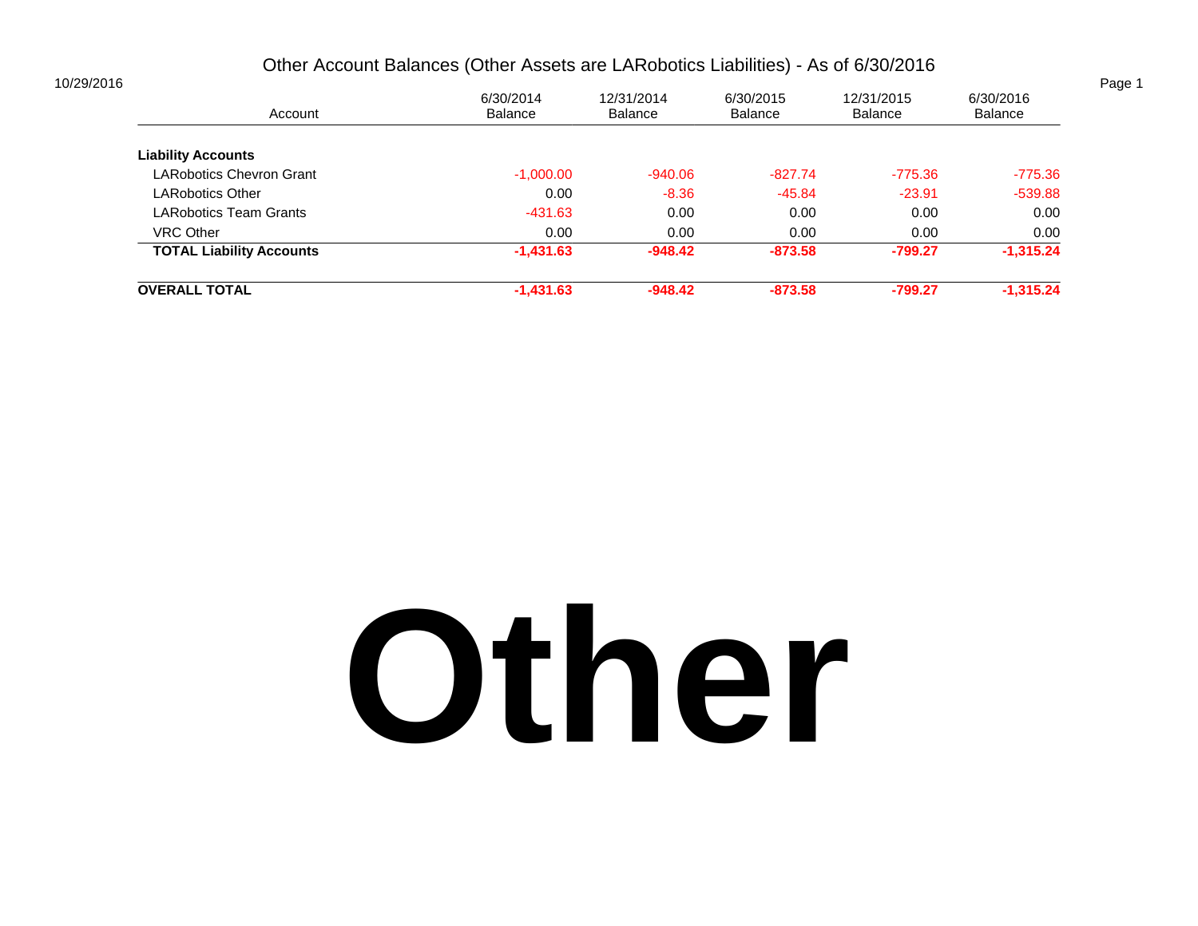# Other Account Balances (Other Assets are LARobotics Liabilities) - As of 6/30/2016

10/29/2016

| Account | 6/30/2014 Balance | 12/31/2014 Balance | 6/30/2015 Balance | 12/31/2015 Balance | 6/30/2016 Balance |
|---|---|---|---|---|---|
| **Liability Accounts** | | | | | |
| LARobotics Chevron Grant | -1,000.00 | -940.06 | -827.74 | -775.36 | -775.36 |
| LARobotics Other | 0.00 | -8.36 | -45.84 | -23.91 | -539.88 |
| LARobotics Team Grants | -431.63 | 0.00 | 0.00 | 0.00 | 0.00 |
| VRC Other | 0.00 | 0.00 | 0.00 | 0.00 | 0.00 |
| **TOTAL Liability Accounts** | **-1,431.63** | **-948.42** | **-873.58** | **-799.27** | **-1,315.24** |
| **OVERALL TOTAL** | **-1,431.63** | **-948.42** | **-873.58** | **-799.27** | **-1,315.24** |

# Other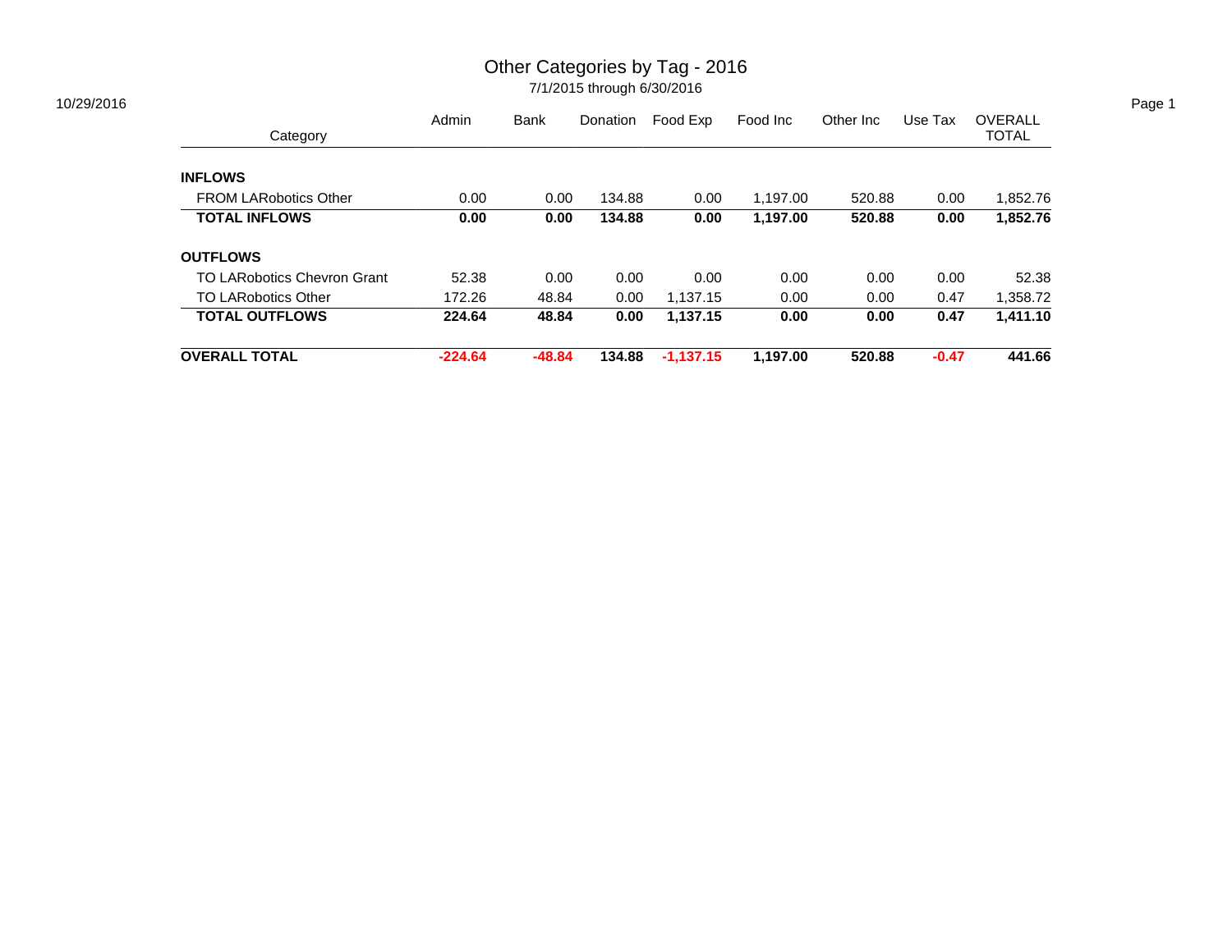# Other Categories by Tag - 2016

7/1/2015 through 6/30/2016

10/29/2016

| Category | Admin | Bank | Donation | Food Exp | Food Inc | Other Inc | Use Tax | OVERALL TOTAL |
|---|---|---|---|---|---|---|---|---|
| **INFLOWS** | | | | | | | | |
| FROM LARobotics Other | 0.00 | 0.00 | 134.88 | 0.00 | 1,197.00 | 520.88 | 0.00 | 1,852.76 |
| **TOTAL INFLOWS** | **0.00** | **0.00** | **134.88** | **0.00** | **1,197.00** | **520.88** | **0.00** | **1,852.76** |
| **OUTFLOWS** | | | | | | | | |
| TO LARobotics Chevron Grant | 52.38 | 0.00 | 0.00 | 0.00 | 0.00 | 0.00 | 0.00 | 52.38 |
| TO LARobotics Other | 172.26 | 48.84 | 0.00 | 1,137.15 | 0.00 | 0.00 | 0.47 | 1,358.72 |
| **TOTAL OUTFLOWS** | **224.64** | **48.84** | **0.00** | **1,137.15** | **0.00** | **0.00** | **0.47** | **1,411.10** |
| **OVERALL TOTAL** | **-224.64** | **-48.84** | **134.88** | **-1,137.15** | **1,197.00** | **520.88** | **-0.47** | **441.66** |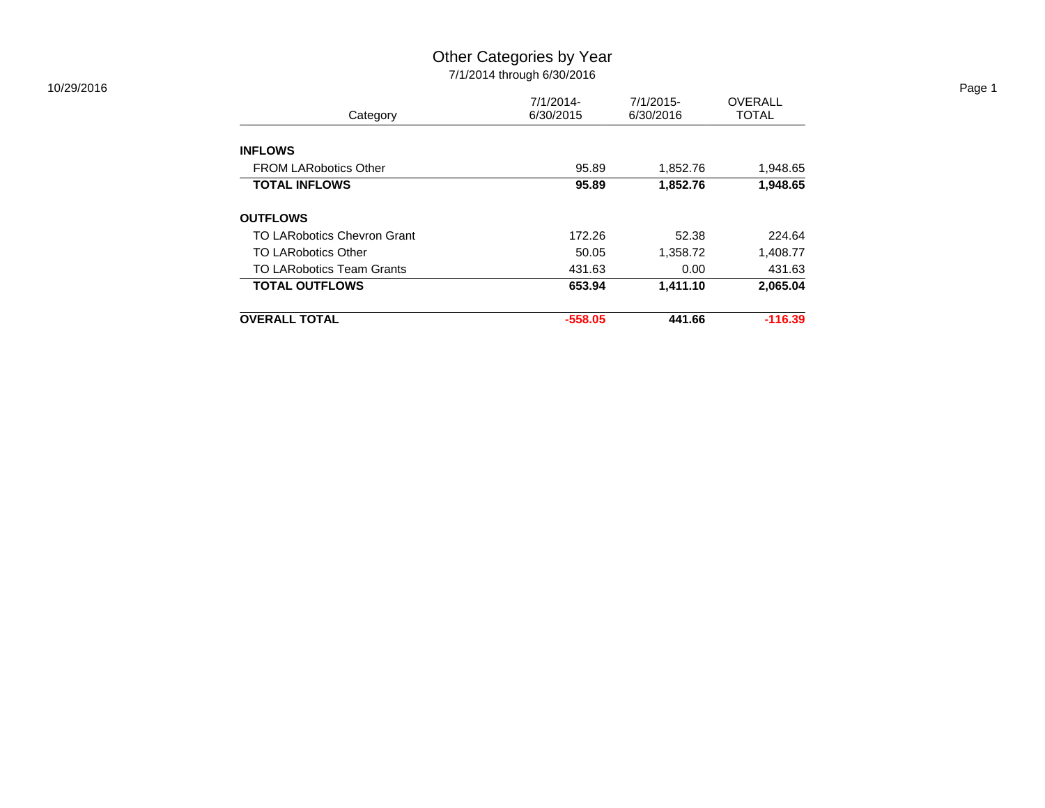# Other Categories by Year

7/1/2014 through 6/30/2016

10/29/2016

| Category | 7/1/2014-6/30/2015 | 7/1/2015-6/30/2016 | OVERALL TOTAL |
|---|---|---|---|
| **INFLOWS** | | | |
| FROM LARobotics Other | 95.89 | 1,852.76 | 1,948.65 |
| **TOTAL INFLOWS** | **95.89** | **1,852.76** | **1,948.65** |
| **OUTFLOWS** | | | |
| TO LARobotics Chevron Grant | 172.26 | 52.38 | 224.64 |
| TO LARobotics Other | 50.05 | 1,358.72 | 1,408.77 |
| TO LARobotics Team Grants | 431.63 | 0.00 | 431.63 |
| **TOTAL OUTFLOWS** | **653.94** | **1,411.10** | **2,065.04** |
| **OVERALL TOTAL** | **-558.05** | **441.66** | **-116.39** |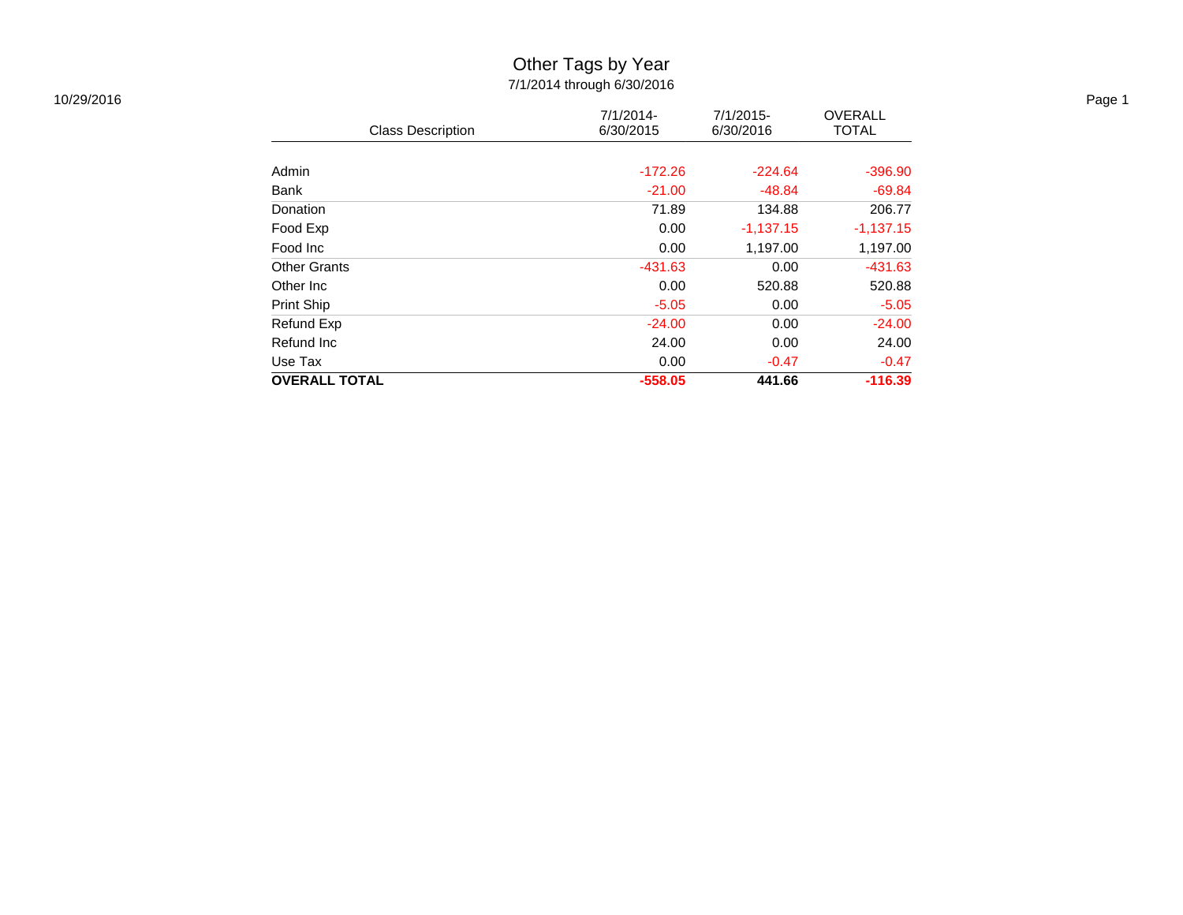# Other Tags by Year

7/1/2014 through 6/30/2016

10/29/2016

| Class Description | 7/1/2014-6/30/2015 | 7/1/2015-6/30/2016 | OVERALL TOTAL |
|---|---|---|---|
| Admin | -172.26 | -224.64 | -396.90 |
| Bank | -21.00 | -48.84 | -69.84 |
| Donation | 71.89 | 134.88 | 206.77 |
| Food Exp | 0.00 | -1,137.15 | -1,137.15 |
| Food Inc | 0.00 | 1,197.00 | 1,197.00 |
| Other Grants | -431.63 | 0.00 | -431.63 |
| Other Inc | 0.00 | 520.88 | 520.88 |
| Print Ship | -5.05 | 0.00 | -5.05 |
| Refund Exp | -24.00 | 0.00 | -24.00 |
| Refund Inc | 24.00 | 0.00 | 24.00 |
| Use Tax | 0.00 | -0.47 | -0.47 |
| **OVERALL TOTAL** | **-558.05** | **441.66** | **-116.39** |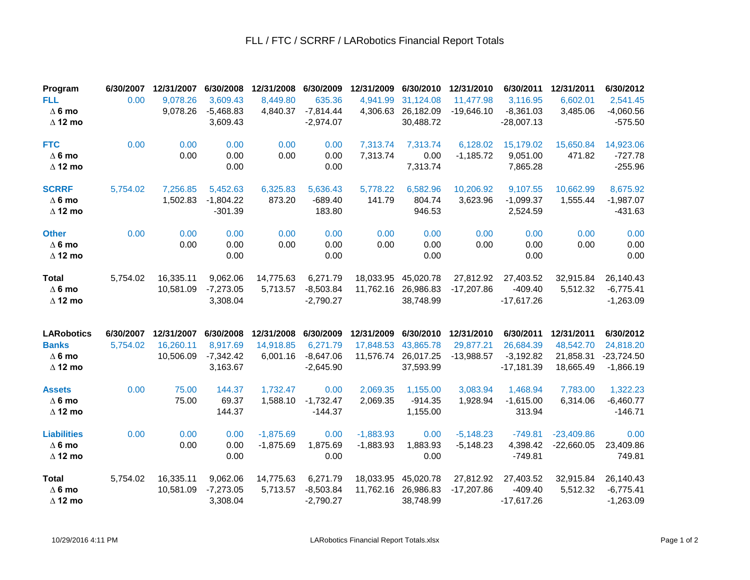# FLL / FTC / SCRRF / LARobotics Financial Report Totals

| Program | 6/30/2007 | 12/31/2007 | 6/30/2008 | 12/31/2008 | 6/30/2009 | 12/31/2009 | 6/30/2010 | 12/31/2010 | 6/30/2011 | 12/31/2011 | 6/30/2012 |
|---|---|---|---|---|---|---|---|---|---|---|---|
| **FLL** | 0.00 | 9,078.26 | 3,609.43 | 8,449.80 | 635.36 | 4,941.99 | 31,124.08 | 11,477.98 | 3,116.95 | 6,602.01 | 2,541.45 |
| **∆ 6 mo** | | 9,078.26 | -5,468.83 | 4,840.37 | -7,814.44 | 4,306.63 | 26,182.09 | -19,646.10 | -8,361.03 | 3,485.06 | -4,060.56 |
| **∆ 12 mo** | | | 3,609.43 | | -2,974.07 | | 30,488.72 | | -28,007.13 | | -575.50 |
| **FTC** | 0.00 | 0.00 | 0.00 | 0.00 | 0.00 | 7,313.74 | 7,313.74 | 6,128.02 | 15,179.02 | 15,650.84 | 14,923.06 |
| **∆ 6 mo** | | 0.00 | 0.00 | 0.00 | 0.00 | 7,313.74 | 0.00 | -1,185.72 | 9,051.00 | 471.82 | -727.78 |
| **∆ 12 mo** | | | 0.00 | | 0.00 | | 7,313.74 | | 7,865.28 | | -255.96 |
| **SCRRF** | 5,754.02 | 7,256.85 | 5,452.63 | 6,325.83 | 5,636.43 | 5,778.22 | 6,582.96 | 10,206.92 | 9,107.55 | 10,662.99 | 8,675.92 |
| **∆ 6 mo** | | 1,502.83 | -1,804.22 | 873.20 | -689.40 | 141.79 | 804.74 | 3,623.96 | -1,099.37 | 1,555.44 | -1,987.07 |
| **∆ 12 mo** | | | -301.39 | | 183.80 | | 946.53 | | 2,524.59 | | -431.63 |
| **Other** | 0.00 | 0.00 | 0.00 | 0.00 | 0.00 | 0.00 | 0.00 | 0.00 | 0.00 | 0.00 | 0.00 |
| **∆ 6 mo** | | 0.00 | 0.00 | 0.00 | 0.00 | 0.00 | 0.00 | 0.00 | 0.00 | 0.00 | 0.00 |
| **∆ 12 mo** | | | 0.00 | | 0.00 | | 0.00 | | 0.00 | | 0.00 |
| **Total** | 5,754.02 | 16,335.11 | 9,062.06 | 14,775.63 | 6,271.79 | 18,033.95 | 45,020.78 | 27,812.92 | 27,403.52 | 32,915.84 | 26,140.43 |
| **∆ 6 mo** | | 10,581.09 | -7,273.05 | 5,713.57 | -8,503.84 | 11,762.16 | 26,986.83 | -17,207.86 | -409.40 | 5,512.32 | -6,775.41 |
| **∆ 12 mo** | | | 3,308.04 | | -2,790.27 | | 38,748.99 | | -17,617.26 | | -1,263.09 |

| LARobotics | 6/30/2007 | 12/31/2007 | 6/30/2008 | 12/31/2008 | 6/30/2009 | 12/31/2009 | 6/30/2010 | 12/31/2010 | 6/30/2011 | 12/31/2011 | 6/30/2012 |
|---|---|---|---|---|---|---|---|---|---|---|---|
| **Banks** | 5,754.02 | 16,260.11 | 8,917.69 | 14,918.85 | 6,271.79 | 17,848.53 | 43,865.78 | 29,877.21 | 26,684.39 | 48,542.70 | 24,818.20 |
| **∆ 6 mo** | | 10,506.09 | -7,342.42 | 6,001.16 | -8,647.06 | 11,576.74 | 26,017.25 | -13,988.57 | -3,192.82 | 21,858.31 | -23,724.50 |
| **∆ 12 mo** | | | 3,163.67 | | -2,645.90 | | 37,593.99 | | -17,181.39 | 18,665.49 | -1,866.19 |
| **Assets** | 0.00 | 75.00 | 144.37 | 1,732.47 | 0.00 | 2,069.35 | 1,155.00 | 3,083.94 | 1,468.94 | 7,783.00 | 1,322.23 |
| **∆ 6 mo** | | 75.00 | 69.37 | 1,588.10 | -1,732.47 | 2,069.35 | -914.35 | 1,928.94 | -1,615.00 | 6,314.06 | -6,460.77 |
| **∆ 12 mo** | | | 144.37 | | -144.37 | | 1,155.00 | | 313.94 | | -146.71 |
| **Liabilities** | 0.00 | 0.00 | 0.00 | -1,875.69 | 0.00 | -1,883.93 | 0.00 | -5,148.23 | -749.81 | -23,409.86 | 0.00 |
| **∆ 6 mo** | | 0.00 | 0.00 | -1,875.69 | 1,875.69 | -1,883.93 | 1,883.93 | -5,148.23 | 4,398.42 | -22,660.05 | 23,409.86 |
| **∆ 12 mo** | | | 0.00 | | 0.00 | | 0.00 | | -749.81 | | 749.81 |
| **Total** | 5,754.02 | 16,335.11 | 9,062.06 | 14,775.63 | 6,271.79 | 18,033.95 | 45,020.78 | 27,812.92 | 27,403.52 | 32,915.84 | 26,140.43 |
| **∆ 6 mo** | | 10,581.09 | -7,273.05 | 5,713.57 | -8,503.84 | 11,762.16 | 26,986.83 | -17,207.86 | -409.40 | 5,512.32 | -6,775.41 |
| **∆ 12 mo** | | | 3,308.04 | | -2,790.27 | | 38,748.99 | | -17,617.26 | | -1,263.09 |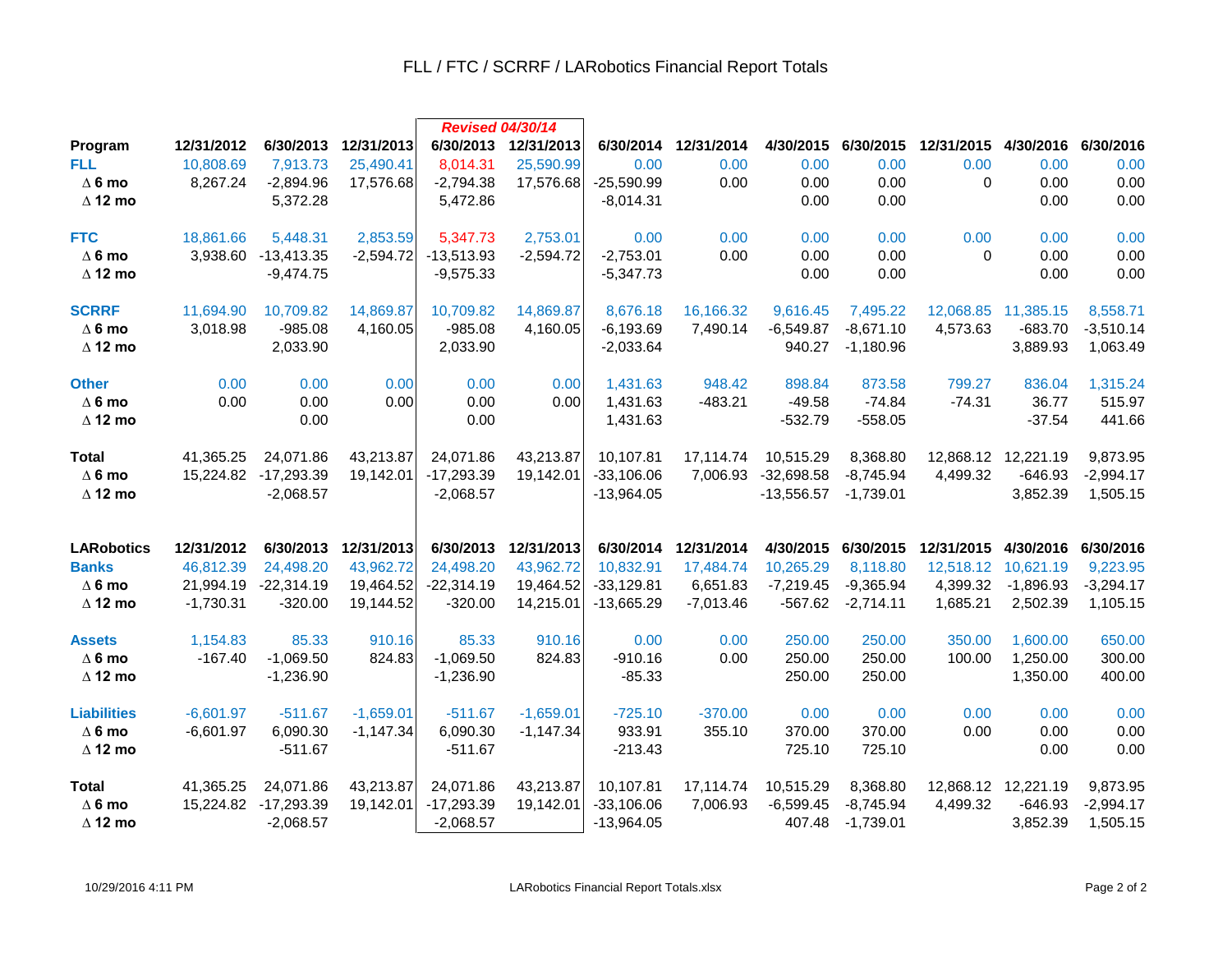# FLL / FTC / SCRRF / LARobotics Financial Report Totals

| | | | | *Revised 04/30/14* | | | | | | | | |
|---|---|---|---|---|---|---|---|---|---|---|---|---|
| **Program** | **12/31/2012** | **6/30/2013** | **12/31/2013** | **6/30/2013** | **12/31/2013** | **6/30/2014** | **12/31/2014** | **4/30/2015** | **6/30/2015** | **12/31/2015** | **4/30/2016** | **6/30/2016** |
| **FLL** | 10,808.69 | 7,913.73 | 25,490.41 | 8,014.31 | 25,590.99 | 0.00 | 0.00 | 0.00 | 0.00 | 0.00 | 0.00 | 0.00 |
| **∆ 6 mo** | 8,267.24 | -2,894.96 | 17,576.68 | -2,794.38 | 17,576.68 | -25,590.99 | 0.00 | 0.00 | 0.00 | 0 | 0.00 | 0.00 |
| **∆ 12 mo** | | 5,372.28 | | 5,472.86 | | -8,014.31 | | 0.00 | 0.00 | | 0.00 | 0.00 |
| **FTC** | 18,861.66 | 5,448.31 | 2,853.59 | 5,347.73 | 2,753.01 | 0.00 | 0.00 | 0.00 | 0.00 | 0.00 | 0.00 | 0.00 |
| **∆ 6 mo** | 3,938.60 | -13,413.35 | -2,594.72 | -13,513.93 | -2,594.72 | -2,753.01 | 0.00 | 0.00 | 0.00 | 0 | 0.00 | 0.00 |
| **∆ 12 mo** | | -9,474.75 | | -9,575.33 | | -5,347.73 | | 0.00 | 0.00 | | 0.00 | 0.00 |
| **SCRRF** | 11,694.90 | 10,709.82 | 14,869.87 | 10,709.82 | 14,869.87 | 8,676.18 | 16,166.32 | 9,616.45 | 7,495.22 | 12,068.85 | 11,385.15 | 8,558.71 |
| **∆ 6 mo** | 3,018.98 | -985.08 | 4,160.05 | -985.08 | 4,160.05 | -6,193.69 | 7,490.14 | -6,549.87 | -8,671.10 | 4,573.63 | -683.70 | -3,510.14 |
| **∆ 12 mo** | | 2,033.90 | | 2,033.90 | | -2,033.64 | | 940.27 | -1,180.96 | | 3,889.93 | 1,063.49 |
| **Other** | 0.00 | 0.00 | 0.00 | 0.00 | 0.00 | 1,431.63 | 948.42 | 898.84 | 873.58 | 799.27 | 836.04 | 1,315.24 |
| **∆ 6 mo** | 0.00 | 0.00 | 0.00 | 0.00 | 0.00 | 1,431.63 | -483.21 | -49.58 | -74.84 | -74.31 | 36.77 | 515.97 |
| **∆ 12 mo** | | 0.00 | | 0.00 | | 1,431.63 | | -532.79 | -558.05 | | -37.54 | 441.66 |
| **Total** | 41,365.25 | 24,071.86 | 43,213.87 | 24,071.86 | 43,213.87 | 10,107.81 | 17,114.74 | 10,515.29 | 8,368.80 | 12,868.12 | 12,221.19 | 9,873.95 |
| **∆ 6 mo** | 15,224.82 | -17,293.39 | 19,142.01 | -17,293.39 | 19,142.01 | -33,106.06 | 7,006.93 | -32,698.58 | -8,745.94 | 4,499.32 | -646.93 | -2,994.17 |
| **∆ 12 mo** | | -2,068.57 | | -2,068.57 | | -13,964.05 | | -13,556.57 | -1,739.01 | | 3,852.39 | 1,505.15 |
| **LARobotics** | **12/31/2012** | **6/30/2013** | **12/31/2013** | **6/30/2013** | **12/31/2013** | **6/30/2014** | **12/31/2014** | **4/30/2015** | **6/30/2015** | **12/31/2015** | **4/30/2016** | **6/30/2016** |
| **Banks** | 46,812.39 | 24,498.20 | 43,962.72 | 24,498.20 | 43,962.72 | 10,832.91 | 17,484.74 | 10,265.29 | 8,118.80 | 12,518.12 | 10,621.19 | 9,223.95 |
| **∆ 6 mo** | 21,994.19 | -22,314.19 | 19,464.52 | -22,314.19 | 19,464.52 | -33,129.81 | 6,651.83 | -7,219.45 | -9,365.94 | 4,399.32 | -1,896.93 | -3,294.17 |
| **∆ 12 mo** | -1,730.31 | -320.00 | 19,144.52 | -320.00 | 14,215.01 | -13,665.29 | -7,013.46 | -567.62 | -2,714.11 | 1,685.21 | 2,502.39 | 1,105.15 |
| **Assets** | 1,154.83 | 85.33 | 910.16 | 85.33 | 910.16 | 0.00 | 0.00 | 250.00 | 250.00 | 350.00 | 1,600.00 | 650.00 |
| **∆ 6 mo** | -167.40 | -1,069.50 | 824.83 | -1,069.50 | 824.83 | -910.16 | 0.00 | 250.00 | 250.00 | 100.00 | 1,250.00 | 300.00 |
| **∆ 12 mo** | | -1,236.90 | | -1,236.90 | | -85.33 | | 250.00 | 250.00 | | 1,350.00 | 400.00 |
| **Liabilities** | -6,601.97 | -511.67 | -1,659.01 | -511.67 | -1,659.01 | -725.10 | -370.00 | 0.00 | 0.00 | 0.00 | 0.00 | 0.00 |
| **∆ 6 mo** | -6,601.97 | 6,090.30 | -1,147.34 | 6,090.30 | -1,147.34 | 933.91 | 355.10 | 370.00 | 370.00 | 0.00 | 0.00 | 0.00 |
| **∆ 12 mo** | | -511.67 | | -511.67 | | -213.43 | | 725.10 | 725.10 | | 0.00 | 0.00 |
| **Total** | 41,365.25 | 24,071.86 | 43,213.87 | 24,071.86 | 43,213.87 | 10,107.81 | 17,114.74 | 10,515.29 | 8,368.80 | 12,868.12 | 12,221.19 | 9,873.95 |
| **∆ 6 mo** | 15,224.82 | -17,293.39 | 19,142.01 | -17,293.39 | 19,142.01 | -33,106.06 | 7,006.93 | -6,599.45 | -8,745.94 | 4,499.32 | -646.93 | -2,994.17 |
| **∆ 12 mo** | | -2,068.57 | | -2,068.57 | | -13,964.05 | | 407.48 | -1,739.01 | | 3,852.39 | 1,505.15 |